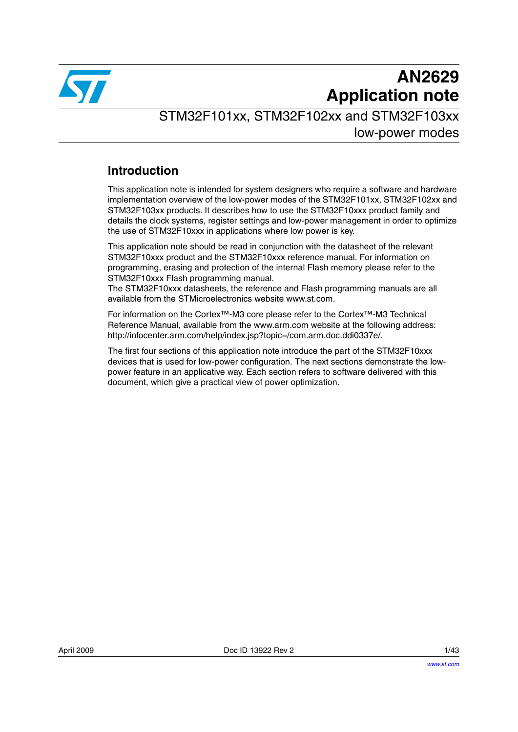# AN2629
# Application note

## STM32F101xx, STM32F102xx and STM32F103xx low-power modes

### Introduction

This application note is intended for system designers who require a software and hardware implementation overview of the low-power modes of the STM32F101xx, STM32F102xx and STM32F103xx products. It describes how to use the STM32F10xxx product family and details the clock systems, register settings and low-power management in order to optimize the use of STM32F10xxx in applications where low power is key.

This application note should be read in conjunction with the datasheet of the relevant STM32F10xxx product and the STM32F10xxx reference manual. For information on programming, erasing and protection of the internal Flash memory please refer to the STM32F10xxx Flash programming manual.
The STM32F10xxx datasheets, the reference and Flash programming manuals are all available from the STMicroelectronics website www.st.com.

For information on the Cortex™-M3 core please refer to the Cortex™-M3 Technical Reference Manual, available from the www.arm.com website at the following address: http://infocenter.arm.com/help/index.jsp?topic=/com.arm.doc.ddi0337e/.

The first four sections of this application note introduce the part of the STM32F10xxx devices that is used for low-power configuration. The next sections demonstrate the low-power feature in an applicative way. Each section refers to software delivered with this document, which give a practical view of power optimization.

April 2009 Doc ID 13922 Rev 2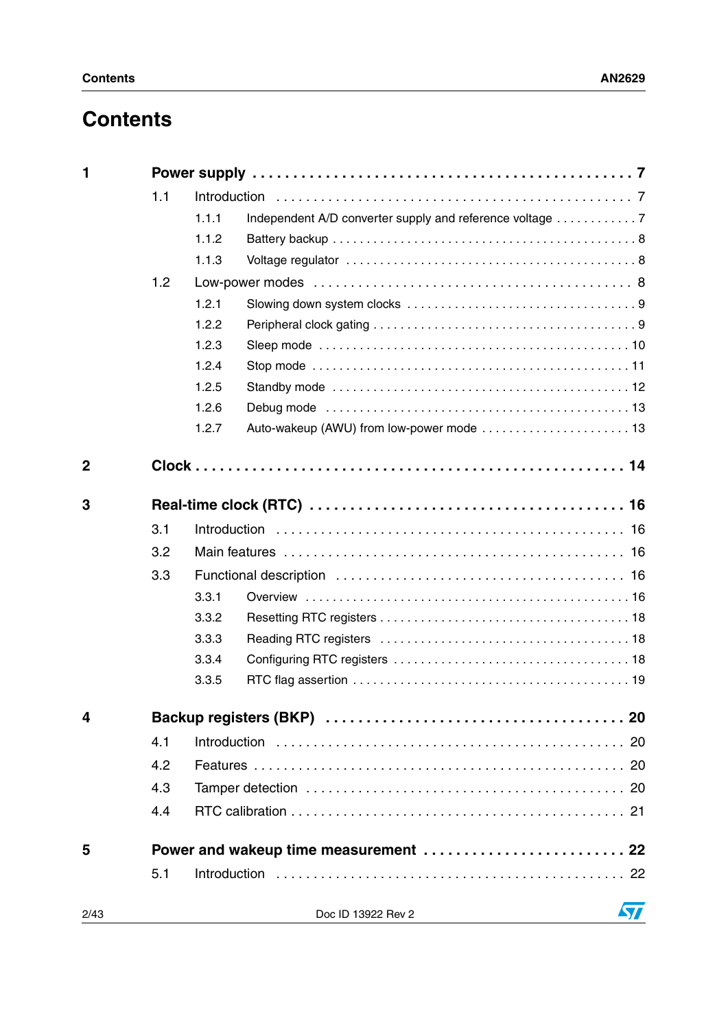# Contents

**1 Power supply . . . . . . . . . . . . . . . . . . . . . . . . . . . . . . . . . . . . . . . . . . . . . . 7**

1.1 Introduction . . . . . . . . . . . . . . . . . . . . . . . . . . . . . . . . . . . . . . . . . . . . . 7

1.1.1 Independent A/D converter supply and reference voltage . . . . . . . . . . . . 7

1.1.2 Battery backup . . . . . . . . . . . . . . . . . . . . . . . . . . . . . . . . . . . . . . . . . . 8

1.1.3 Voltage regulator . . . . . . . . . . . . . . . . . . . . . . . . . . . . . . . . . . . . . . . . 8

1.2 Low-power modes . . . . . . . . . . . . . . . . . . . . . . . . . . . . . . . . . . . . . . . . . . 8

1.2.1 Slowing down system clocks . . . . . . . . . . . . . . . . . . . . . . . . . . . . . . . . 9

1.2.2 Peripheral clock gating . . . . . . . . . . . . . . . . . . . . . . . . . . . . . . . . . . . . 9

1.2.3 Sleep mode . . . . . . . . . . . . . . . . . . . . . . . . . . . . . . . . . . . . . . . . . . . 10

1.2.4 Stop mode . . . . . . . . . . . . . . . . . . . . . . . . . . . . . . . . . . . . . . . . . . . . 11

1.2.5 Standby mode . . . . . . . . . . . . . . . . . . . . . . . . . . . . . . . . . . . . . . . . . 12

1.2.6 Debug mode . . . . . . . . . . . . . . . . . . . . . . . . . . . . . . . . . . . . . . . . . . 13

1.2.7 Auto-wakeup (AWU) from low-power mode . . . . . . . . . . . . . . . . . . . . . 13

**2 Clock . . . . . . . . . . . . . . . . . . . . . . . . . . . . . . . . . . . . . . . . . . . . . . . . . . 14**

**3 Real-time clock (RTC) . . . . . . . . . . . . . . . . . . . . . . . . . . . . . . . . . . . . . 16**

3.1 Introduction . . . . . . . . . . . . . . . . . . . . . . . . . . . . . . . . . . . . . . . . . . . . . 16

3.2 Main features . . . . . . . . . . . . . . . . . . . . . . . . . . . . . . . . . . . . . . . . . . . . 16

3.3 Functional description . . . . . . . . . . . . . . . . . . . . . . . . . . . . . . . . . . . . . . 16

3.3.1 Overview . . . . . . . . . . . . . . . . . . . . . . . . . . . . . . . . . . . . . . . . . . . . . 16

3.3.2 Resetting RTC registers . . . . . . . . . . . . . . . . . . . . . . . . . . . . . . . . . . . 18

3.3.3 Reading RTC registers . . . . . . . . . . . . . . . . . . . . . . . . . . . . . . . . . . . 18

3.3.4 Configuring RTC registers . . . . . . . . . . . . . . . . . . . . . . . . . . . . . . . . . 18

3.3.5 RTC flag assertion . . . . . . . . . . . . . . . . . . . . . . . . . . . . . . . . . . . . . . 19

**4 Backup registers (BKP) . . . . . . . . . . . . . . . . . . . . . . . . . . . . . . . . . . . 20**

4.1 Introduction . . . . . . . . . . . . . . . . . . . . . . . . . . . . . . . . . . . . . . . . . . . . . 20

4.2 Features . . . . . . . . . . . . . . . . . . . . . . . . . . . . . . . . . . . . . . . . . . . . . . . 20

4.3 Tamper detection . . . . . . . . . . . . . . . . . . . . . . . . . . . . . . . . . . . . . . . . . 20

4.4 RTC calibration . . . . . . . . . . . . . . . . . . . . . . . . . . . . . . . . . . . . . . . . . . 21

**5 Power and wakeup time measurement . . . . . . . . . . . . . . . . . . . . . . . . 22**

5.1 Introduction . . . . . . . . . . . . . . . . . . . . . . . . . . . . . . . . . . . . . . . . . . . . . 22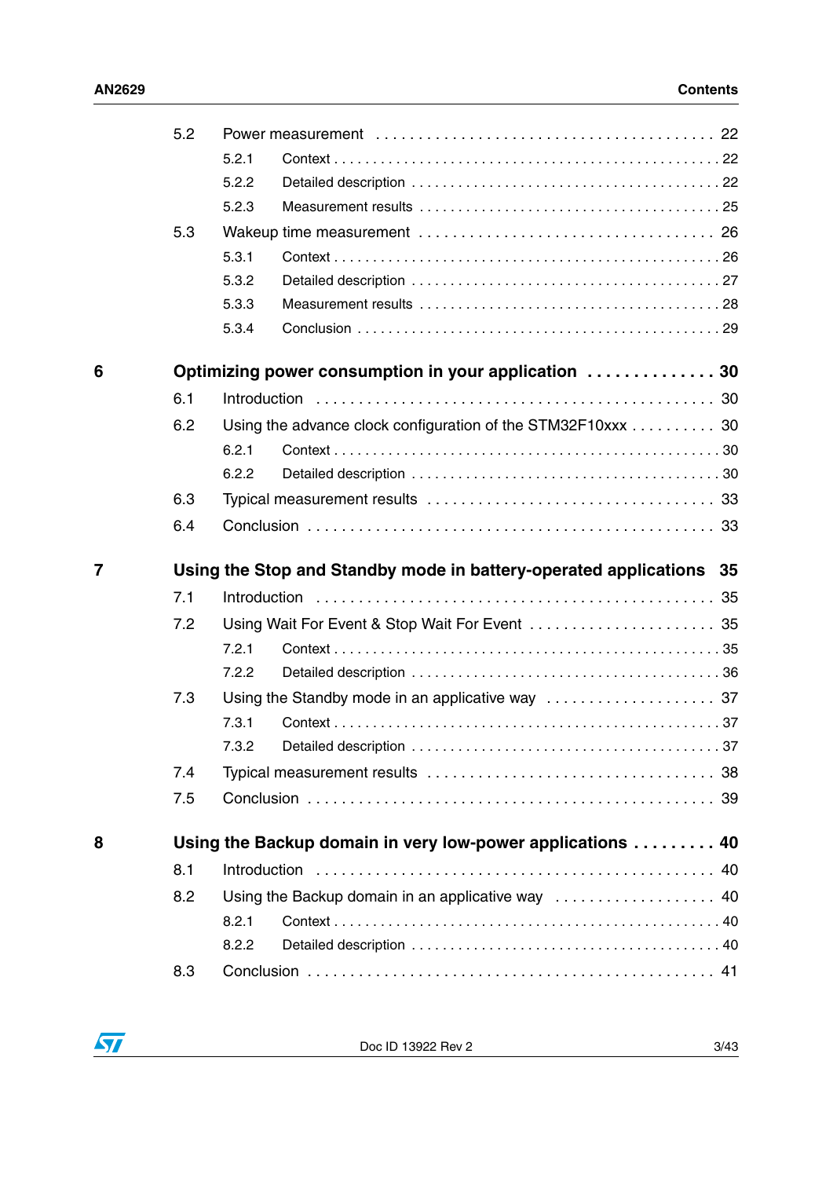- 5.2 Power measurement . . . . . . . . . . . . . . . . . . . . . . . . . . . . . . . . . . . . . 22
  - 5.2.1 Context . . . . . . . . . . . . . . . . . . . . . . . . . . . . . . . . . . . . . . . . . . . . . . 22
  - 5.2.2 Detailed description . . . . . . . . . . . . . . . . . . . . . . . . . . . . . . . . . . . . . 22
  - 5.2.3 Measurement results . . . . . . . . . . . . . . . . . . . . . . . . . . . . . . . . . . . . 25
- 5.3 Wakeup time measurement . . . . . . . . . . . . . . . . . . . . . . . . . . . . . . . . 26
  - 5.3.1 Context . . . . . . . . . . . . . . . . . . . . . . . . . . . . . . . . . . . . . . . . . . . . . . 26
  - 5.3.2 Detailed description . . . . . . . . . . . . . . . . . . . . . . . . . . . . . . . . . . . . . 27
  - 5.3.3 Measurement results . . . . . . . . . . . . . . . . . . . . . . . . . . . . . . . . . . . . 28
  - 5.3.4 Conclusion . . . . . . . . . . . . . . . . . . . . . . . . . . . . . . . . . . . . . . . . . . . 29

**6 Optimizing power consumption in your application . . . . . . . . . . . . . 30**

- 6.1 Introduction . . . . . . . . . . . . . . . . . . . . . . . . . . . . . . . . . . . . . . . . . . . 30
- 6.2 Using the advance clock configuration of the STM32F10xxx . . . . . . . . . . 30
  - 6.2.1 Context . . . . . . . . . . . . . . . . . . . . . . . . . . . . . . . . . . . . . . . . . . . . . . 30
  - 6.2.2 Detailed description . . . . . . . . . . . . . . . . . . . . . . . . . . . . . . . . . . . . . 30
- 6.3 Typical measurement results . . . . . . . . . . . . . . . . . . . . . . . . . . . . . . . 33
- 6.4 Conclusion . . . . . . . . . . . . . . . . . . . . . . . . . . . . . . . . . . . . . . . . . . . . 33

**7 Using the Stop and Standby mode in battery-operated applications 35**

- 7.1 Introduction . . . . . . . . . . . . . . . . . . . . . . . . . . . . . . . . . . . . . . . . . . . 35
- 7.2 Using Wait For Event & Stop Wait For Event . . . . . . . . . . . . . . . . . . . . . 35
  - 7.2.1 Context . . . . . . . . . . . . . . . . . . . . . . . . . . . . . . . . . . . . . . . . . . . . . . 35
  - 7.2.2 Detailed description . . . . . . . . . . . . . . . . . . . . . . . . . . . . . . . . . . . . . 36
- 7.3 Using the Standby mode in an applicative way . . . . . . . . . . . . . . . . . . . 37
  - 7.3.1 Context . . . . . . . . . . . . . . . . . . . . . . . . . . . . . . . . . . . . . . . . . . . . . . 37
  - 7.3.2 Detailed description . . . . . . . . . . . . . . . . . . . . . . . . . . . . . . . . . . . . . 37
- 7.4 Typical measurement results . . . . . . . . . . . . . . . . . . . . . . . . . . . . . . . 38
- 7.5 Conclusion . . . . . . . . . . . . . . . . . . . . . . . . . . . . . . . . . . . . . . . . . . . . 39

**8 Using the Backup domain in very low-power applications . . . . . . . . . 40**

- 8.1 Introduction . . . . . . . . . . . . . . . . . . . . . . . . . . . . . . . . . . . . . . . . . . . 40
- 8.2 Using the Backup domain in an applicative way . . . . . . . . . . . . . . . . . . 40
  - 8.2.1 Context . . . . . . . . . . . . . . . . . . . . . . . . . . . . . . . . . . . . . . . . . . . . . . 40
  - 8.2.2 Detailed description . . . . . . . . . . . . . . . . . . . . . . . . . . . . . . . . . . . . . 40
- 8.3 Conclusion . . . . . . . . . . . . . . . . . . . . . . . . . . . . . . . . . . . . . . . . . . . . 41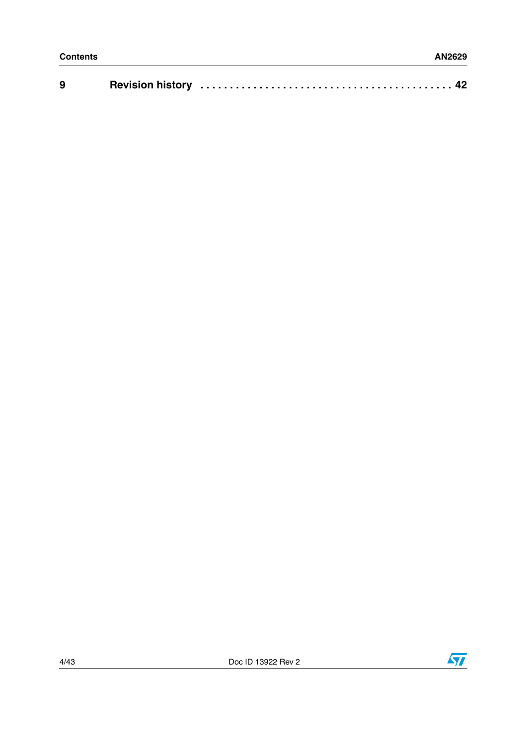9 Revision history . . . . . . . . . . . . . . . . . . . . . . . . . . . . . . . . . . . . . . . . . . 42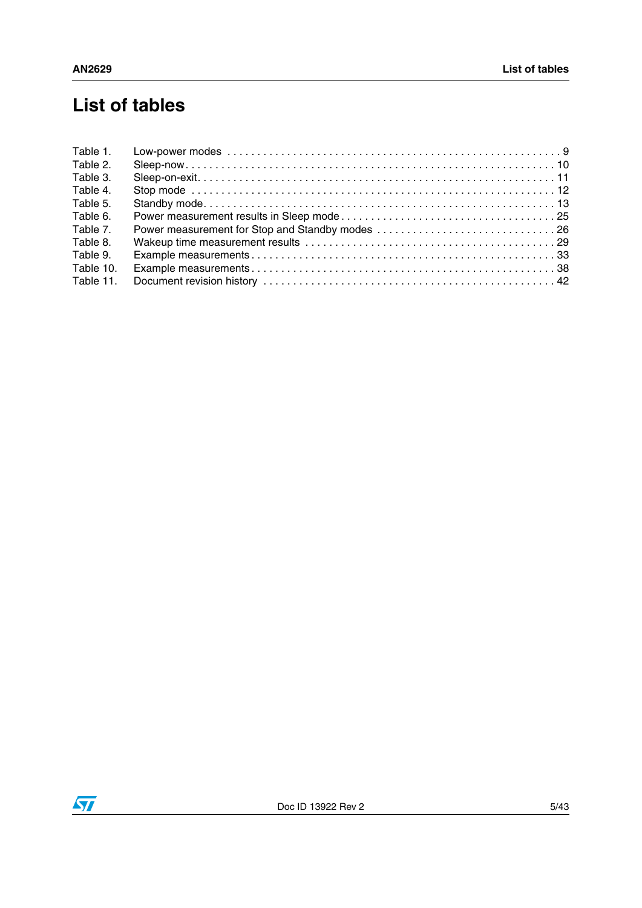# List of tables

Table 1. Low-power modes . . . . . . . . . . . . . . . . . . . . . . . . . . . . . . . . . . . . . . . . . . . . . . . . . . . . . . 9
Table 2. Sleep-now . . . . . . . . . . . . . . . . . . . . . . . . . . . . . . . . . . . . . . . . . . . . . . . . . . . . . . . . . . . 10
Table 3. Sleep-on-exit. . . . . . . . . . . . . . . . . . . . . . . . . . . . . . . . . . . . . . . . . . . . . . . . . . . . . . . . . 11
Table 4. Stop mode . . . . . . . . . . . . . . . . . . . . . . . . . . . . . . . . . . . . . . . . . . . . . . . . . . . . . . . . . . 12
Table 5. Standby mode. . . . . . . . . . . . . . . . . . . . . . . . . . . . . . . . . . . . . . . . . . . . . . . . . . . . . . . . 13
Table 6. Power measurement results in Sleep mode . . . . . . . . . . . . . . . . . . . . . . . . . . . . . . . . . . . 25
Table 7. Power measurement for Stop and Standby modes . . . . . . . . . . . . . . . . . . . . . . . . . . . . . 26
Table 8. Wakeup time measurement results . . . . . . . . . . . . . . . . . . . . . . . . . . . . . . . . . . . . . . . . 29
Table 9. Example measurements . . . . . . . . . . . . . . . . . . . . . . . . . . . . . . . . . . . . . . . . . . . . . . . . 33
Table 10. Example measurements . . . . . . . . . . . . . . . . . . . . . . . . . . . . . . . . . . . . . . . . . . . . . . . . 38
Table 11. Document revision history . . . . . . . . . . . . . . . . . . . . . . . . . . . . . . . . . . . . . . . . . . . . . . 42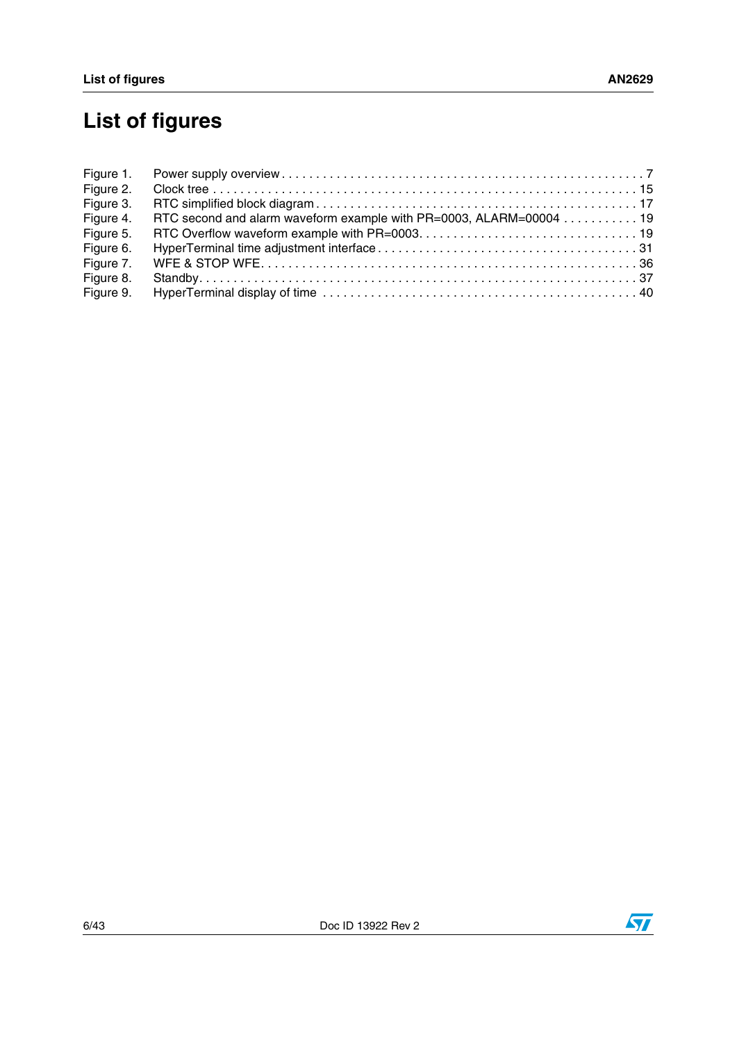# List of figures

Figure 1. Power supply overview . . . . . . . . . . . . . . . . . . . . . . . . . . . . . . . . . . . . . . . . . . . . . . . . . . . . 7
Figure 2. Clock tree . . . . . . . . . . . . . . . . . . . . . . . . . . . . . . . . . . . . . . . . . . . . . . . . . . . . . . . . . . . . . 15
Figure 3. RTC simplified block diagram . . . . . . . . . . . . . . . . . . . . . . . . . . . . . . . . . . . . . . . . . . . . . . 17
Figure 4. RTC second and alarm waveform example with PR=0003, ALARM=00004 . . . . . . . . . . . 19
Figure 5. RTC Overflow waveform example with PR=0003. . . . . . . . . . . . . . . . . . . . . . . . . . . . . . . . 19
Figure 6. HyperTerminal time adjustment interface . . . . . . . . . . . . . . . . . . . . . . . . . . . . . . . . . . . . . 31
Figure 7. WFE & STOP WFE. . . . . . . . . . . . . . . . . . . . . . . . . . . . . . . . . . . . . . . . . . . . . . . . . . . . . . 36
Figure 8. Standby. . . . . . . . . . . . . . . . . . . . . . . . . . . . . . . . . . . . . . . . . . . . . . . . . . . . . . . . . . . . . . . 37
Figure 9. HyperTerminal display of time . . . . . . . . . . . . . . . . . . . . . . . . . . . . . . . . . . . . . . . . . . . . . 40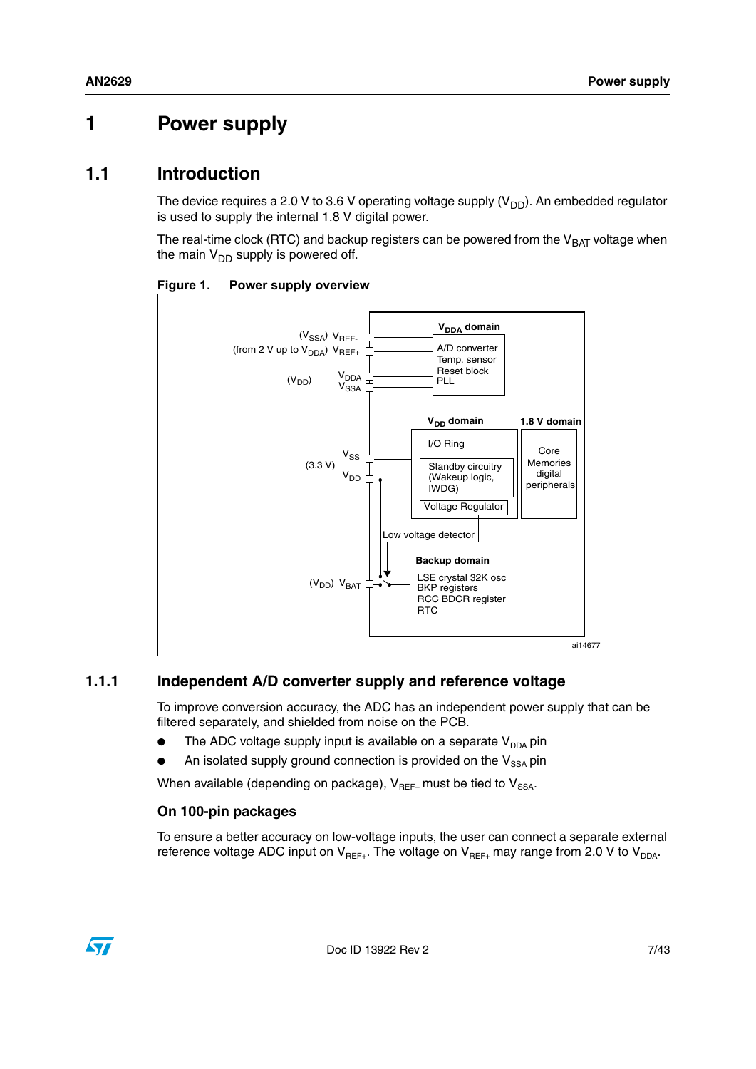# 1 Power supply

## 1.1 Introduction

The device requires a 2.0 V to 3.6 V operating voltage supply ($V_{DD}$). An embedded regulator is used to supply the internal 1.8 V digital power.

The real-time clock (RTC) and backup registers can be powered from the $V_{BAT}$ voltage when the main $V_{DD}$ supply is powered off.

**Figure 1. Power supply overview**

### 1.1.1 Independent A/D converter supply and reference voltage

To improve conversion accuracy, the ADC has an independent power supply that can be filtered separately, and shielded from noise on the PCB.

- The ADC voltage supply input is available on a separate $V_{DDA}$ pin
- An isolated supply ground connection is provided on the $V_{SSA}$ pin

When available (depending on package), $V_{REF-}$ must be tied to $V_{SSA}$.

#### On 100-pin packages

To ensure a better accuracy on low-voltage inputs, the user can connect a separate external reference voltage ADC input on $V_{REF+}$. The voltage on $V_{REF+}$ may range from 2.0 V to $V_{DDA}$.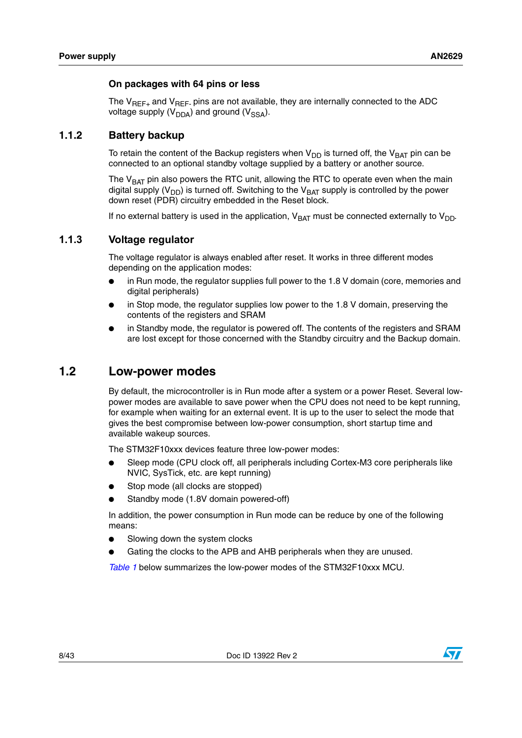#### On packages with 64 pins or less

The $V_{REF+}$ and $V_{REF-}$ pins are not available, they are internally connected to the ADC voltage supply ($V_{DDA}$) and ground ($V_{SSA}$).

### 1.1.2 Battery backup

To retain the content of the Backup registers when $V_{DD}$ is turned off, the $V_{BAT}$ pin can be connected to an optional standby voltage supplied by a battery or another source.

The $V_{BAT}$ pin also powers the RTC unit, allowing the RTC to operate even when the main digital supply ($V_{DD}$) is turned off. Switching to the $V_{BAT}$ supply is controlled by the power down reset (PDR) circuitry embedded in the Reset block.

If no external battery is used in the application, $V_{BAT}$ must be connected externally to $V_{DD}$.

### 1.1.3 Voltage regulator

The voltage regulator is always enabled after reset. It works in three different modes depending on the application modes:

- in Run mode, the regulator supplies full power to the 1.8 V domain (core, memories and digital peripherals)
- in Stop mode, the regulator supplies low power to the 1.8 V domain, preserving the contents of the registers and SRAM
- in Standby mode, the regulator is powered off. The contents of the registers and SRAM are lost except for those concerned with the Standby circuitry and the Backup domain.

## 1.2 Low-power modes

By default, the microcontroller is in Run mode after a system or a power Reset. Several low-power modes are available to save power when the CPU does not need to be kept running, for example when waiting for an external event. It is up to the user to select the mode that gives the best compromise between low-power consumption, short startup time and available wakeup sources.

The STM32F10xxx devices feature three low-power modes:

- Sleep mode (CPU clock off, all peripherals including Cortex-M3 core peripherals like NVIC, SysTick, etc. are kept running)
- Stop mode (all clocks are stopped)
- Standby mode (1.8V domain powered-off)

In addition, the power consumption in Run mode can be reduce by one of the following means:

- Slowing down the system clocks
- Gating the clocks to the APB and AHB peripherals when they are unused.

*Table 1* below summarizes the low-power modes of the STM32F10xxx MCU.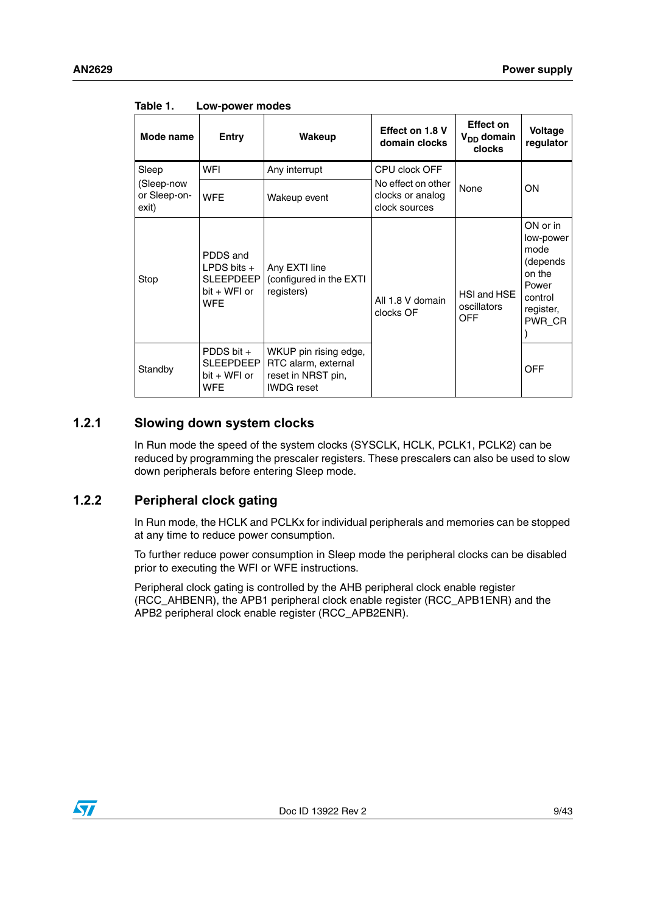Table 1. Low-power modes

| Mode name | Entry | Wakeup | Effect on 1.8 V domain clocks | Effect on $V_{DD}$ domain clocks | Voltage regulator |
|---|---|---|---|---|---|
| Sleep (Sleep-now or Sleep-on-exit) | WFI | Any interrupt | CPU clock OFF No effect on other clocks or analog clock sources | None | ON |
| | WFE | Wakeup event | | | |
| Stop | PDDS and LPDS bits + SLEEPDEEP bit + WFI or WFE | Any EXTI line (configured in the EXTI registers) | All 1.8 V domain clocks OF | HSI and HSE oscillators OFF | ON or in low-power mode (depends on the Power control register, PWR_CR ) |
| Standby | PDDS bit + SLEEPDEEP bit + WFI or WFE | WKUP pin rising edge, RTC alarm, external reset in NRST pin, IWDG reset | | | OFF |

### 1.2.1 Slowing down system clocks

In Run mode the speed of the system clocks (SYSCLK, HCLK, PCLK1, PCLK2) can be reduced by programming the prescaler registers. These prescalers can also be used to slow down peripherals before entering Sleep mode.

### 1.2.2 Peripheral clock gating

In Run mode, the HCLK and PCLKx for individual peripherals and memories can be stopped at any time to reduce power consumption.

To further reduce power consumption in Sleep mode the peripheral clocks can be disabled prior to executing the WFI or WFE instructions.

Peripheral clock gating is controlled by the AHB peripheral clock enable register (RCC_AHBENR), the APB1 peripheral clock enable register (RCC_APB1ENR) and the APB2 peripheral clock enable register (RCC_APB2ENR).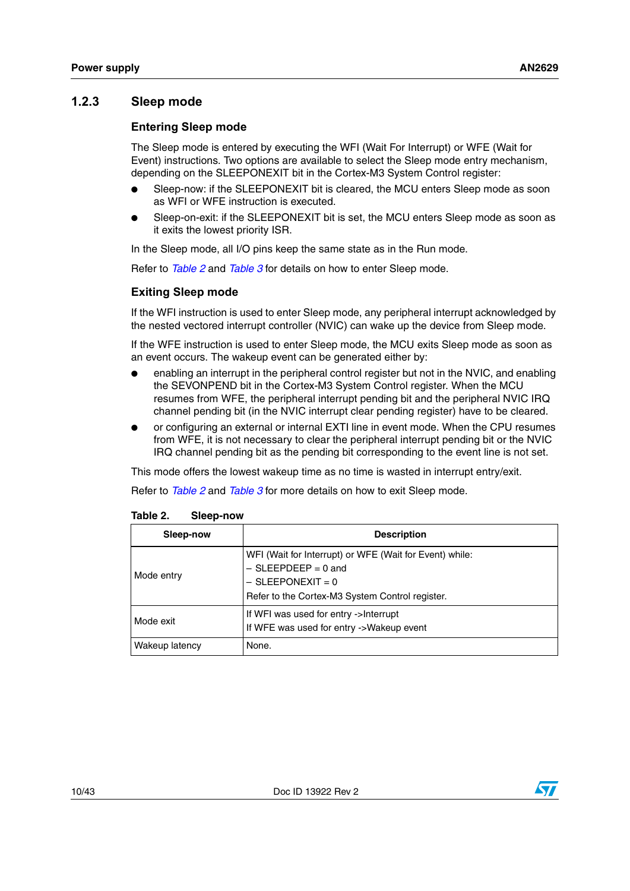### 1.2.3 Sleep mode

#### Entering Sleep mode

The Sleep mode is entered by executing the WFI (Wait For Interrupt) or WFE (Wait for Event) instructions. Two options are available to select the Sleep mode entry mechanism, depending on the SLEEPONEXIT bit in the Cortex-M3 System Control register:

- Sleep-now: if the SLEEPONEXIT bit is cleared, the MCU enters Sleep mode as soon as WFI or WFE instruction is executed.
- Sleep-on-exit: if the SLEEPONEXIT bit is set, the MCU enters Sleep mode as soon as it exits the lowest priority ISR.

In the Sleep mode, all I/O pins keep the same state as in the Run mode.

Refer to *Table 2* and *Table 3* for details on how to enter Sleep mode.

#### Exiting Sleep mode

If the WFI instruction is used to enter Sleep mode, any peripheral interrupt acknowledged by the nested vectored interrupt controller (NVIC) can wake up the device from Sleep mode.

If the WFE instruction is used to enter Sleep mode, the MCU exits Sleep mode as soon as an event occurs. The wakeup event can be generated either by:

- enabling an interrupt in the peripheral control register but not in the NVIC, and enabling the SEVONPEND bit in the Cortex-M3 System Control register. When the MCU resumes from WFE, the peripheral interrupt pending bit and the peripheral NVIC IRQ channel pending bit (in the NVIC interrupt clear pending register) have to be cleared.
- or configuring an external or internal EXTI line in event mode. When the CPU resumes from WFE, it is not necessary to clear the peripheral interrupt pending bit or the NVIC IRQ channel pending bit as the pending bit corresponding to the event line is not set.

This mode offers the lowest wakeup time as no time is wasted in interrupt entry/exit.

Refer to *Table 2* and *Table 3* for more details on how to exit Sleep mode.

**Table 2. Sleep-now**

| Sleep-now | Description |
|---|---|
| Mode entry | WFI (Wait for Interrupt) or WFE (Wait for Event) while:<br>– SLEEPDEEP = 0 and<br>– SLEEPONEXIT = 0<br>Refer to the Cortex-M3 System Control register. |
| Mode exit | If WFI was used for entry ->Interrupt<br>If WFE was used for entry ->Wakeup event |
| Wakeup latency | None. |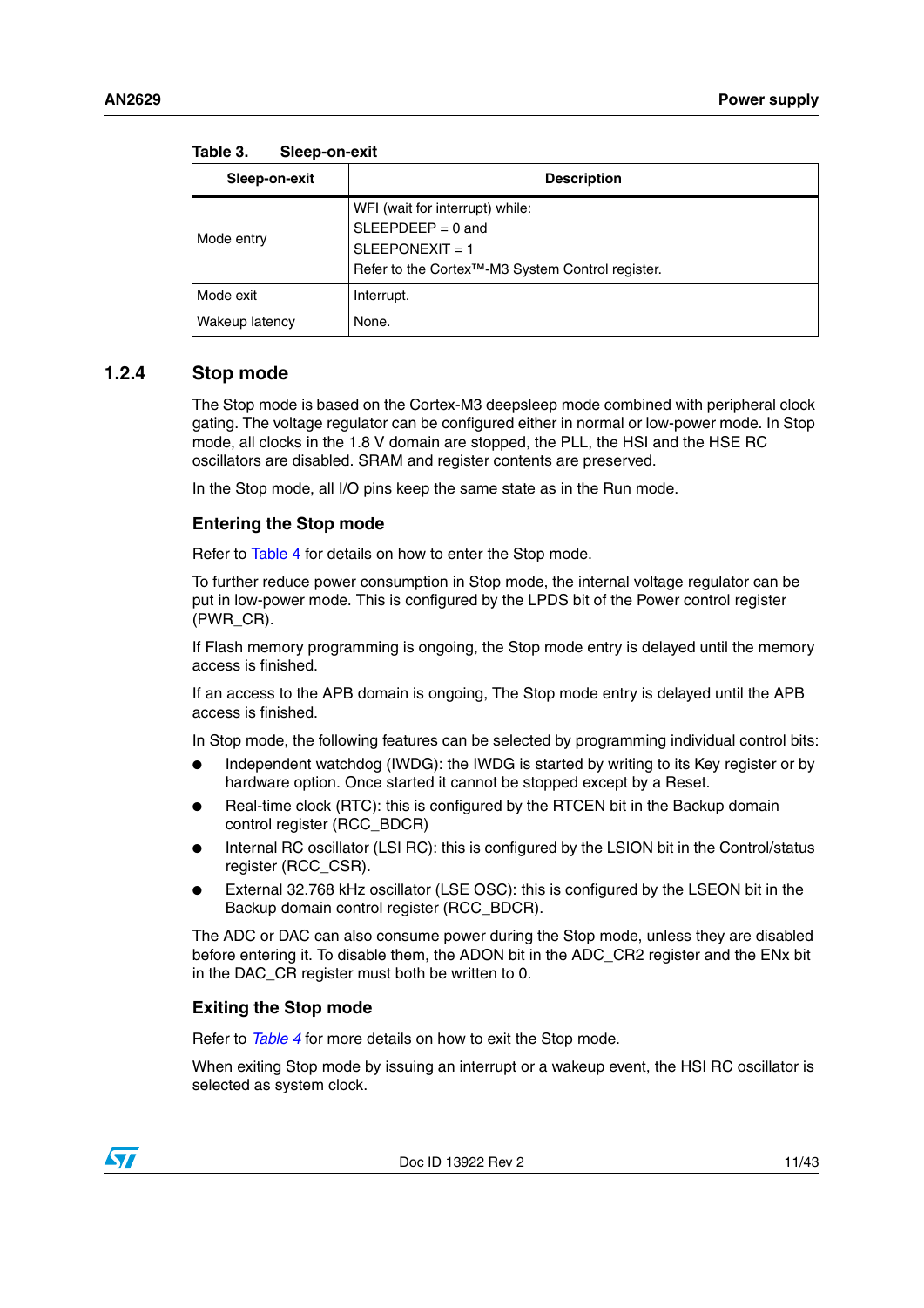Table 3. Sleep-on-exit

| Sleep-on-exit | Description |
|---|---|
| Mode entry | WFI (wait for interrupt) while:<br>SLEEPDEEP = 0 and<br>SLEEPONEXIT = 1<br>Refer to the Cortex™-M3 System Control register. |
| Mode exit | Interrupt. |
| Wakeup latency | None. |

### 1.2.4 Stop mode

The Stop mode is based on the Cortex-M3 deepsleep mode combined with peripheral clock gating. The voltage regulator can be configured either in normal or low-power mode. In Stop mode, all clocks in the 1.8 V domain are stopped, the PLL, the HSI and the HSE RC oscillators are disabled. SRAM and register contents are preserved.

In the Stop mode, all I/O pins keep the same state as in the Run mode.

#### Entering the Stop mode

Refer to Table 4 for details on how to enter the Stop mode.

To further reduce power consumption in Stop mode, the internal voltage regulator can be put in low-power mode. This is configured by the LPDS bit of the Power control register (PWR_CR).

If Flash memory programming is ongoing, the Stop mode entry is delayed until the memory access is finished.

If an access to the APB domain is ongoing, The Stop mode entry is delayed until the APB access is finished.

In Stop mode, the following features can be selected by programming individual control bits:

- Independent watchdog (IWDG): the IWDG is started by writing to its Key register or by hardware option. Once started it cannot be stopped except by a Reset.
- Real-time clock (RTC): this is configured by the RTCEN bit in the Backup domain control register (RCC_BDCR)
- Internal RC oscillator (LSI RC): this is configured by the LSION bit in the Control/status register (RCC_CSR).
- External 32.768 kHz oscillator (LSE OSC): this is configured by the LSEON bit in the Backup domain control register (RCC_BDCR).

The ADC or DAC can also consume power during the Stop mode, unless they are disabled before entering it. To disable them, the ADON bit in the ADC_CR2 register and the ENx bit in the DAC_CR register must both be written to 0.

#### Exiting the Stop mode

Refer to *Table 4* for more details on how to exit the Stop mode.

When exiting Stop mode by issuing an interrupt or a wakeup event, the HSI RC oscillator is selected as system clock.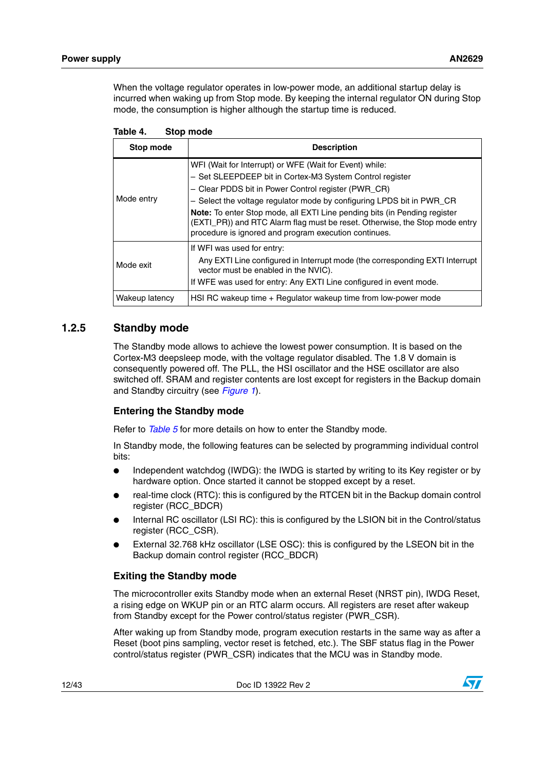When the voltage regulator operates in low-power mode, an additional startup delay is incurred when waking up from Stop mode. By keeping the internal regulator ON during Stop mode, the consumption is higher although the startup time is reduced.

**Table 4. Stop mode**

| Stop mode | Description |
|---|---|
| Mode entry | WFI (Wait for Interrupt) or WFE (Wait for Event) while:<br>– Set SLEEPDEEP bit in Cortex-M3 System Control register<br>– Clear PDDS bit in Power Control register (PWR_CR)<br>– Select the voltage regulator mode by configuring LPDS bit in PWR_CR<br>**Note:** To enter Stop mode, all EXTI Line pending bits (in Pending register (EXTI_PR)) and RTC Alarm flag must be reset. Otherwise, the Stop mode entry procedure is ignored and program execution continues. |
| Mode exit | If WFI was used for entry:<br>Any EXTI Line configured in Interrupt mode (the corresponding EXTI Interrupt vector must be enabled in the NVIC).<br>If WFE was used for entry: Any EXTI Line configured in event mode. |
| Wakeup latency | HSI RC wakeup time + Regulator wakeup time from low-power mode |

### 1.2.5 Standby mode

The Standby mode allows to achieve the lowest power consumption. It is based on the Cortex-M3 deepsleep mode, with the voltage regulator disabled. The 1.8 V domain is consequently powered off. The PLL, the HSI oscillator and the HSE oscillator are also switched off. SRAM and register contents are lost except for registers in the Backup domain and Standby circuitry (see *Figure 1*).

#### Entering the Standby mode

Refer to *Table 5* for more details on how to enter the Standby mode.

In Standby mode, the following features can be selected by programming individual control bits:

- Independent watchdog (IWDG): the IWDG is started by writing to its Key register or by hardware option. Once started it cannot be stopped except by a reset.
- real-time clock (RTC): this is configured by the RTCEN bit in the Backup domain control register (RCC_BDCR)
- Internal RC oscillator (LSI RC): this is configured by the LSION bit in the Control/status register (RCC_CSR).
- External 32.768 kHz oscillator (LSE OSC): this is configured by the LSEON bit in the Backup domain control register (RCC_BDCR)

#### Exiting the Standby mode

The microcontroller exits Standby mode when an external Reset (NRST pin), IWDG Reset, a rising edge on WKUP pin or an RTC alarm occurs. All registers are reset after wakeup from Standby except for the Power control/status register (PWR_CSR).

After waking up from Standby mode, program execution restarts in the same way as after a Reset (boot pins sampling, vector reset is fetched, etc.). The SBF status flag in the Power control/status register (PWR_CSR) indicates that the MCU was in Standby mode.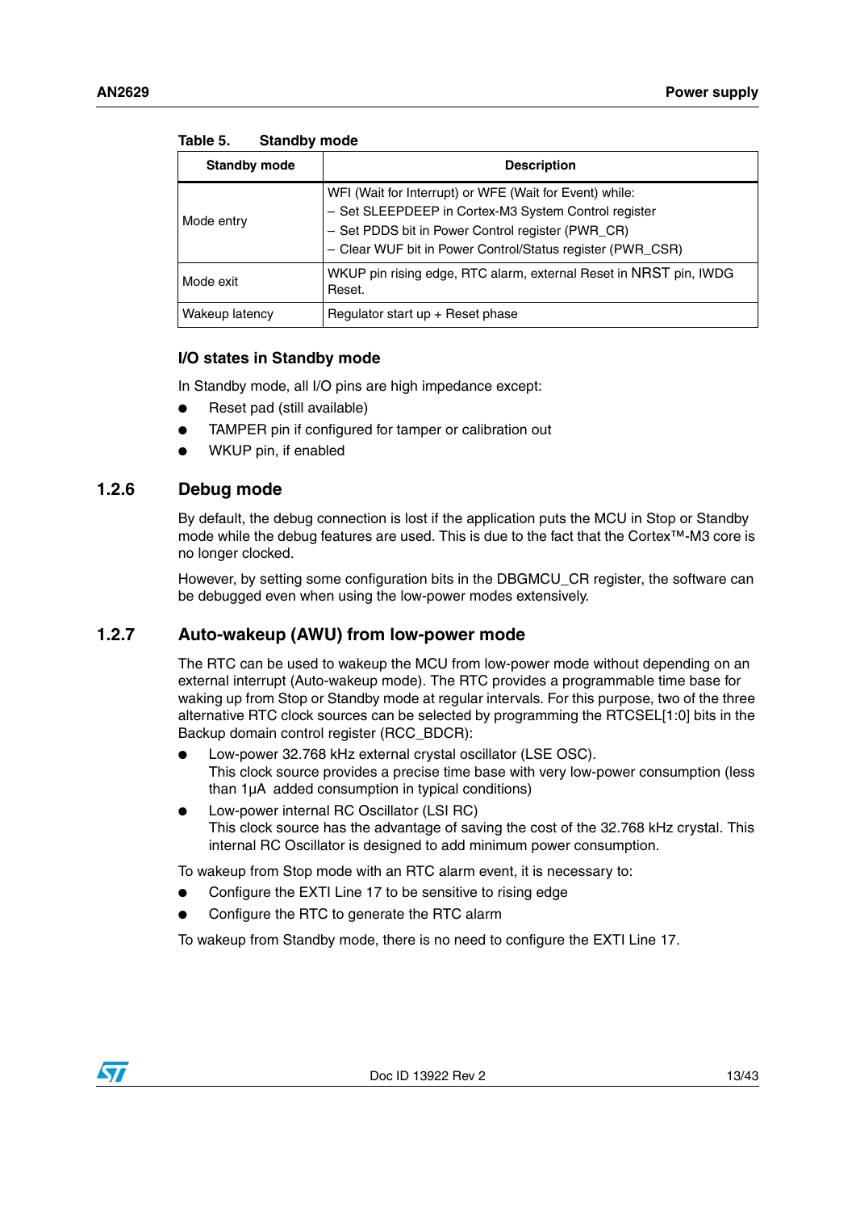Table 5. Standby mode

| Standby mode | Description |
|---|---|
| Mode entry | WFI (Wait for Interrupt) or WFE (Wait for Event) while:<br>– Set SLEEPDEEP in Cortex-M3 System Control register<br>– Set PDDS bit in Power Control register (PWR_CR)<br>– Clear WUF bit in Power Control/Status register (PWR_CSR) |
| Mode exit | WKUP pin rising edge, RTC alarm, external Reset in NRST pin, IWDG Reset. |
| Wakeup latency | Regulator start up + Reset phase |

#### I/O states in Standby mode

In Standby mode, all I/O pins are high impedance except:

- Reset pad (still available)
- TAMPER pin if configured for tamper or calibration out
- WKUP pin, if enabled

### 1.2.6 Debug mode

By default, the debug connection is lost if the application puts the MCU in Stop or Standby mode while the debug features are used. This is due to the fact that the Cortex™-M3 core is no longer clocked.

However, by setting some configuration bits in the DBGMCU_CR register, the software can be debugged even when using the low-power modes extensively.

### 1.2.7 Auto-wakeup (AWU) from low-power mode

The RTC can be used to wakeup the MCU from low-power mode without depending on an external interrupt (Auto-wakeup mode). The RTC provides a programmable time base for waking up from Stop or Standby mode at regular intervals. For this purpose, two of the three alternative RTC clock sources can be selected by programming the RTCSEL[1:0] bits in the Backup domain control register (RCC_BDCR):

- Low-power 32.768 kHz external crystal oscillator (LSE OSC).
  This clock source provides a precise time base with very low-power consumption (less than 1µA added consumption in typical conditions)
- Low-power internal RC Oscillator (LSI RC)
  This clock source has the advantage of saving the cost of the 32.768 kHz crystal. This internal RC Oscillator is designed to add minimum power consumption.

To wakeup from Stop mode with an RTC alarm event, it is necessary to:

- Configure the EXTI Line 17 to be sensitive to rising edge
- Configure the RTC to generate the RTC alarm

To wakeup from Standby mode, there is no need to configure the EXTI Line 17.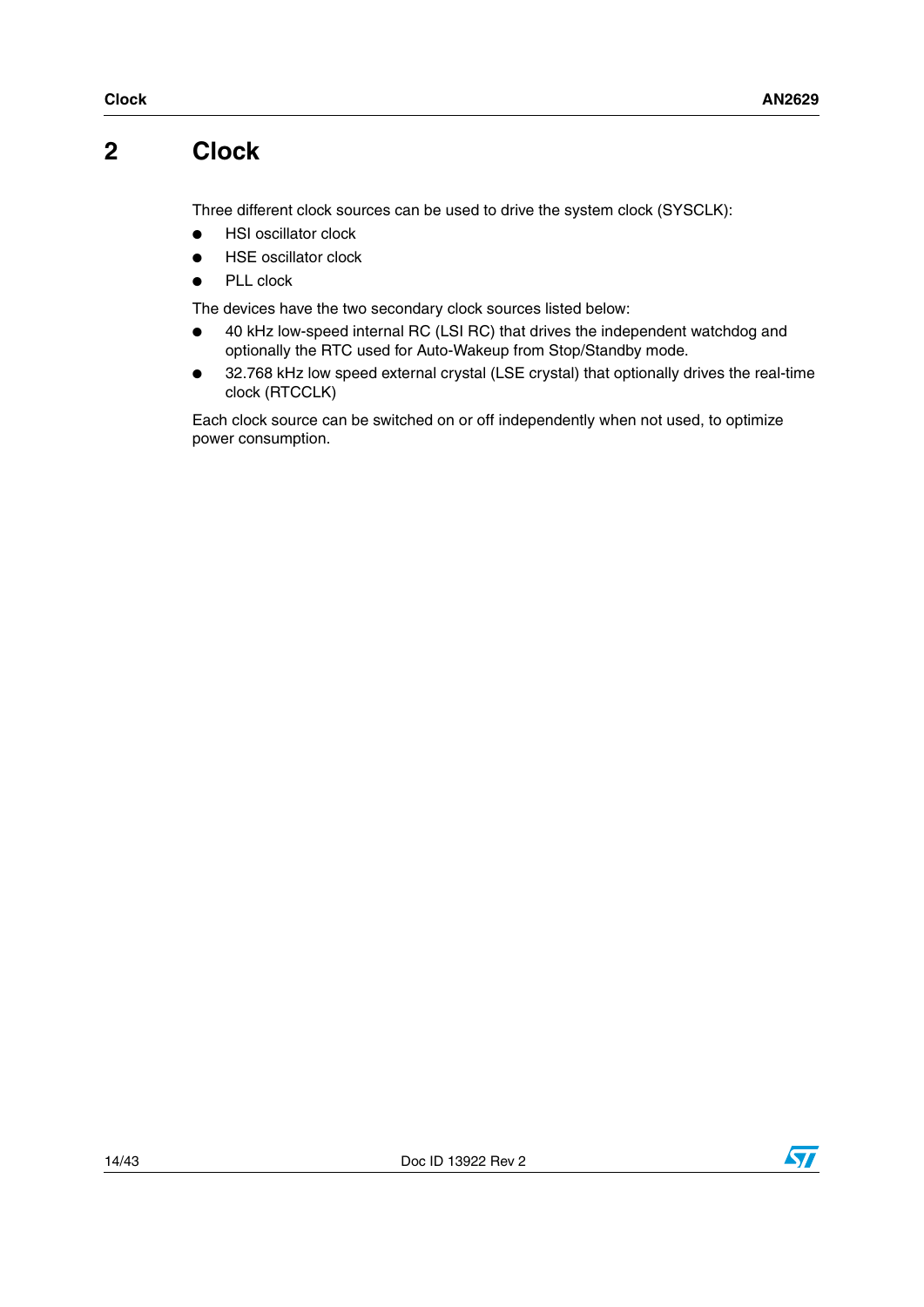# 2 Clock

Three different clock sources can be used to drive the system clock (SYSCLK):

- HSI oscillator clock
- HSE oscillator clock
- PLL clock

The devices have the two secondary clock sources listed below:

- 40 kHz low-speed internal RC (LSI RC) that drives the independent watchdog and optionally the RTC used for Auto-Wakeup from Stop/Standby mode.
- 32.768 kHz low speed external crystal (LSE crystal) that optionally drives the real-time clock (RTCCLK)

Each clock source can be switched on or off independently when not used, to optimize power consumption.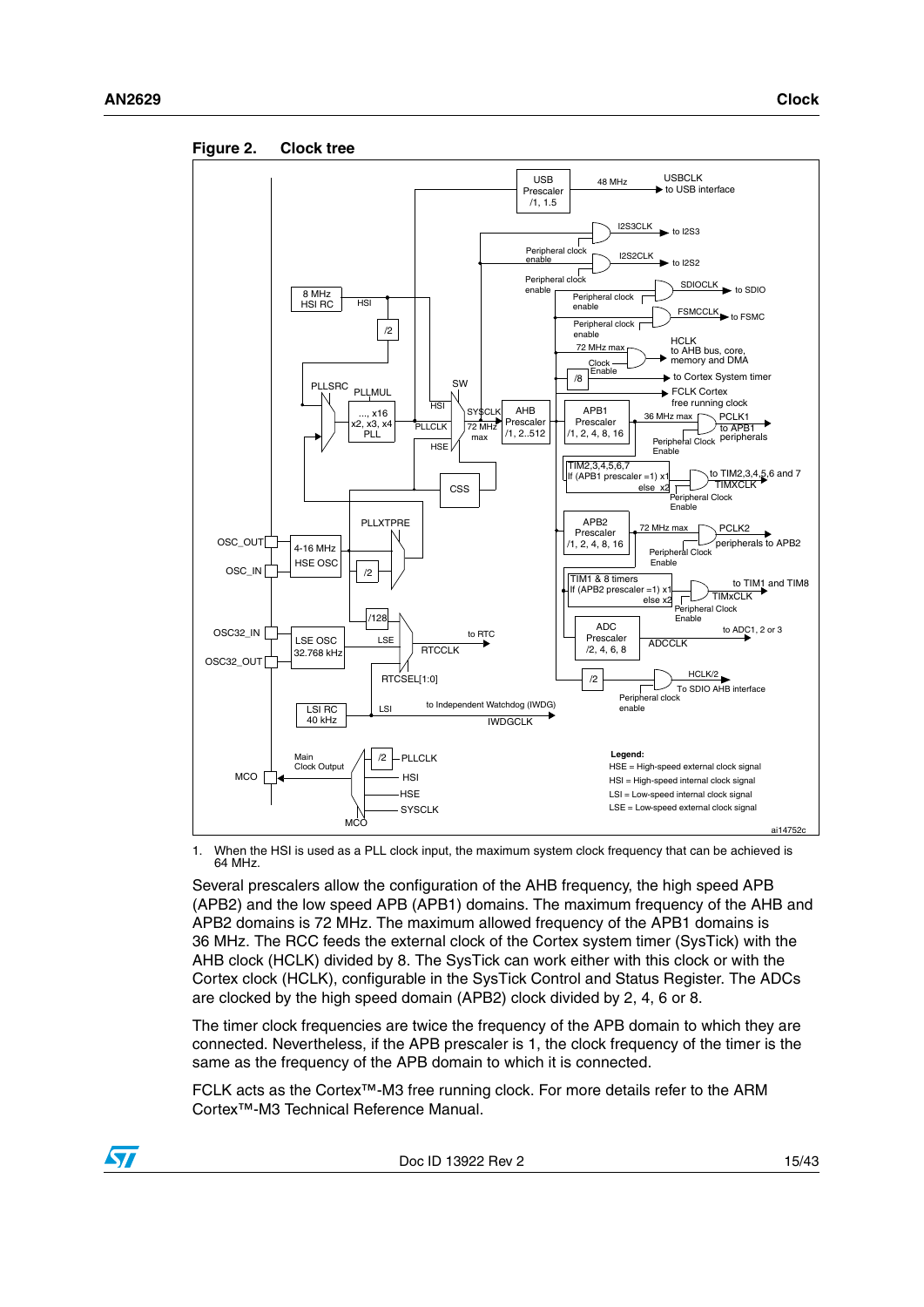**Figure 2. Clock tree**

1. When the HSI is used as a PLL clock input, the maximum system clock frequency that can be achieved is 64 MHz.

Several prescalers allow the configuration of the AHB frequency, the high speed APB (APB2) and the low speed APB (APB1) domains. The maximum frequency of the AHB and APB2 domains is 72 MHz. The maximum allowed frequency of the APB1 domains is 36 MHz. The RCC feeds the external clock of the Cortex system timer (SysTick) with the AHB clock (HCLK) divided by 8. The SysTick can work either with this clock or with the Cortex clock (HCLK), configurable in the SysTick Control and Status Register. The ADCs are clocked by the high speed domain (APB2) clock divided by 2, 4, 6 or 8.

The timer clock frequencies are twice the frequency of the APB domain to which they are connected. Nevertheless, if the APB prescaler is 1, the clock frequency of the timer is the same as the frequency of the APB domain to which it is connected.

FCLK acts as the Cortex™-M3 free running clock. For more details refer to the ARM Cortex™-M3 Technical Reference Manual.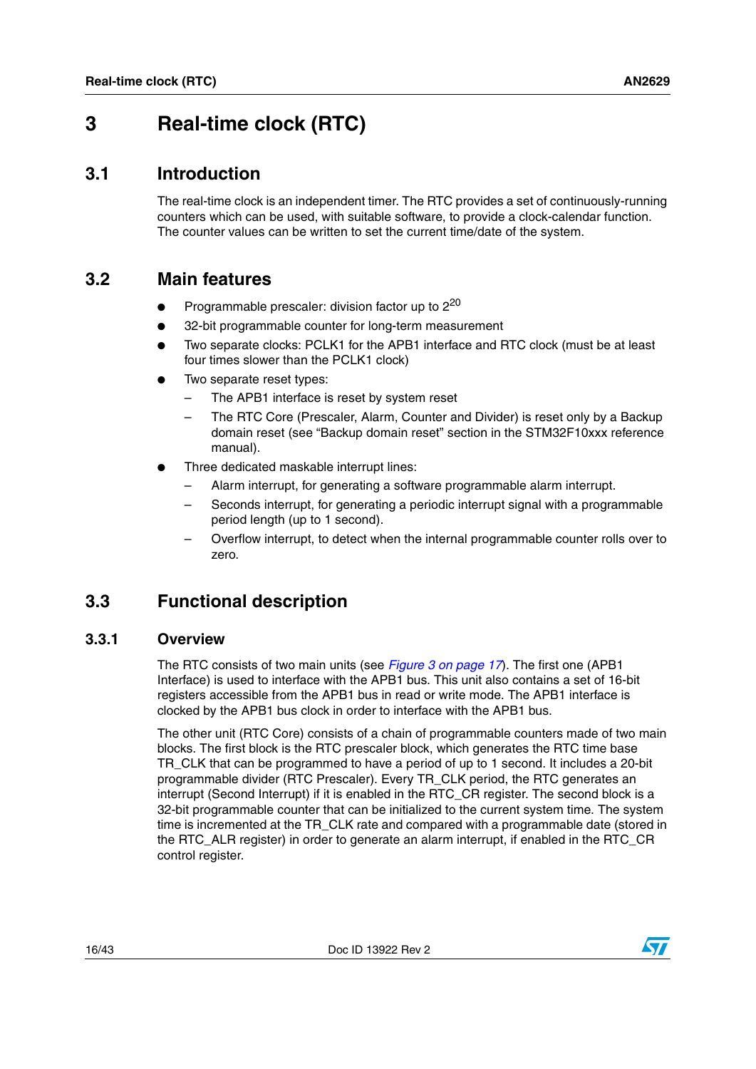# 3 Real-time clock (RTC)

## 3.1 Introduction

The real-time clock is an independent timer. The RTC provides a set of continuously-running counters which can be used, with suitable software, to provide a clock-calendar function. The counter values can be written to set the current time/date of the system.

## 3.2 Main features

- Programmable prescaler: division factor up to $2^{20}$
- 32-bit programmable counter for long-term measurement
- Two separate clocks: PCLK1 for the APB1 interface and RTC clock (must be at least four times slower than the PCLK1 clock)
- Two separate reset types:
  - The APB1 interface is reset by system reset
  - The RTC Core (Prescaler, Alarm, Counter and Divider) is reset only by a Backup domain reset (see “Backup domain reset” section in the STM32F10xxx reference manual).
- Three dedicated maskable interrupt lines:
  - Alarm interrupt, for generating a software programmable alarm interrupt.
  - Seconds interrupt, for generating a periodic interrupt signal with a programmable period length (up to 1 second).
  - Overflow interrupt, to detect when the internal programmable counter rolls over to zero.

## 3.3 Functional description

### 3.3.1 Overview

The RTC consists of two main units (see *Figure 3 on page 17*). The first one (APB1 Interface) is used to interface with the APB1 bus. This unit also contains a set of 16-bit registers accessible from the APB1 bus in read or write mode. The APB1 interface is clocked by the APB1 bus clock in order to interface with the APB1 bus.

The other unit (RTC Core) consists of a chain of programmable counters made of two main blocks. The first block is the RTC prescaler block, which generates the RTC time base TR_CLK that can be programmed to have a period of up to 1 second. It includes a 20-bit programmable divider (RTC Prescaler). Every TR_CLK period, the RTC generates an interrupt (Second Interrupt) if it is enabled in the RTC_CR register. The second block is a 32-bit programmable counter that can be initialized to the current system time. The system time is incremented at the TR_CLK rate and compared with a programmable date (stored in the RTC_ALR register) in order to generate an alarm interrupt, if enabled in the RTC_CR control register.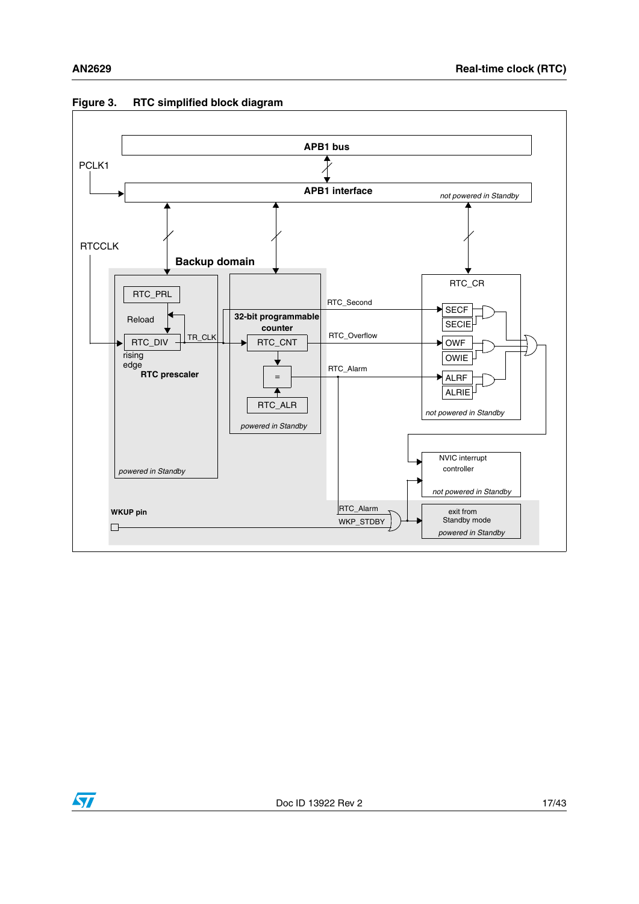Figure 3. RTC simplified block diagram

APB1 bus

PCLK1

APB1 interface

*not powered in Standby*

RTCCLK

Backup domain

RTC_PRL

Reload

RTC_DIV

TR_CLK

rising edge

RTC prescaler

*powered in Standby*

32-bit programmable counter

RTC_CNT

=

RTC_ALR

*powered in Standby*

RTC_Second

RTC_Overflow

RTC_Alarm

RTC_CR

SECF

SECIE

OWF

OWIE

ALRF

ALRIE

*not powered in Standby*

NVIC interrupt controller

*not powered in Standby*

WKUP pin

RTC_Alarm

WKP_STDBY

exit from Standby mode

*powered in Standby*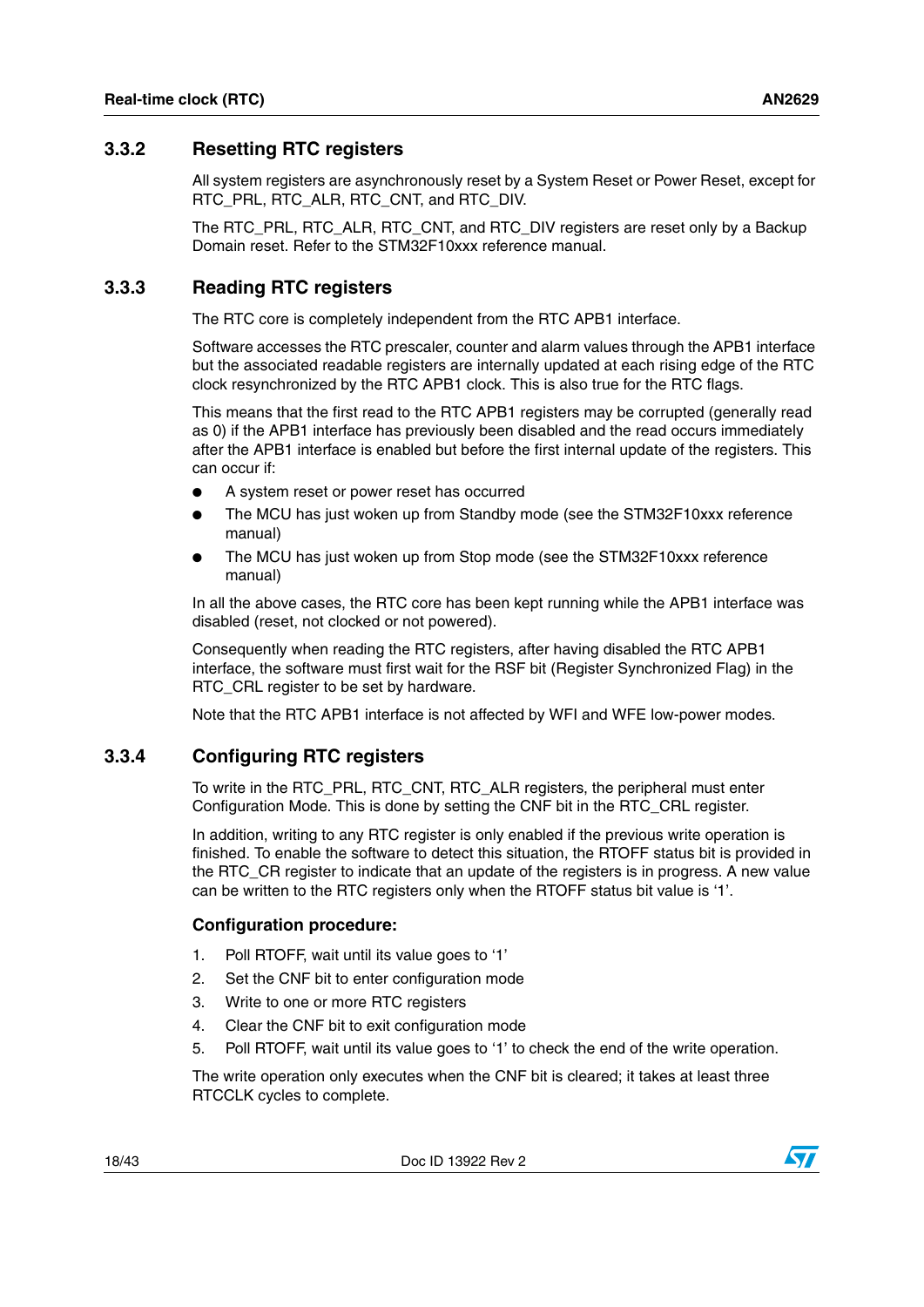### 3.3.2 Resetting RTC registers

All system registers are asynchronously reset by a System Reset or Power Reset, except for RTC_PRL, RTC_ALR, RTC_CNT, and RTC_DIV.

The RTC_PRL, RTC_ALR, RTC_CNT, and RTC_DIV registers are reset only by a Backup Domain reset. Refer to the STM32F10xxx reference manual.

### 3.3.3 Reading RTC registers

The RTC core is completely independent from the RTC APB1 interface.

Software accesses the RTC prescaler, counter and alarm values through the APB1 interface but the associated readable registers are internally updated at each rising edge of the RTC clock resynchronized by the RTC APB1 clock. This is also true for the RTC flags.

This means that the first read to the RTC APB1 registers may be corrupted (generally read as 0) if the APB1 interface has previously been disabled and the read occurs immediately after the APB1 interface is enabled but before the first internal update of the registers. This can occur if:

- A system reset or power reset has occurred
- The MCU has just woken up from Standby mode (see the STM32F10xxx reference manual)
- The MCU has just woken up from Stop mode (see the STM32F10xxx reference manual)

In all the above cases, the RTC core has been kept running while the APB1 interface was disabled (reset, not clocked or not powered).

Consequently when reading the RTC registers, after having disabled the RTC APB1 interface, the software must first wait for the RSF bit (Register Synchronized Flag) in the RTC_CRL register to be set by hardware.

Note that the RTC APB1 interface is not affected by WFI and WFE low-power modes.

### 3.3.4 Configuring RTC registers

To write in the RTC_PRL, RTC_CNT, RTC_ALR registers, the peripheral must enter Configuration Mode. This is done by setting the CNF bit in the RTC_CRL register.

In addition, writing to any RTC register is only enabled if the previous write operation is finished. To enable the software to detect this situation, the RTOFF status bit is provided in the RTC_CR register to indicate that an update of the registers is in progress. A new value can be written to the RTC registers only when the RTOFF status bit value is '1'.

#### Configuration procedure:

1. Poll RTOFF, wait until its value goes to '1'
2. Set the CNF bit to enter configuration mode
3. Write to one or more RTC registers
4. Clear the CNF bit to exit configuration mode
5. Poll RTOFF, wait until its value goes to '1' to check the end of the write operation.

The write operation only executes when the CNF bit is cleared; it takes at least three RTCCLK cycles to complete.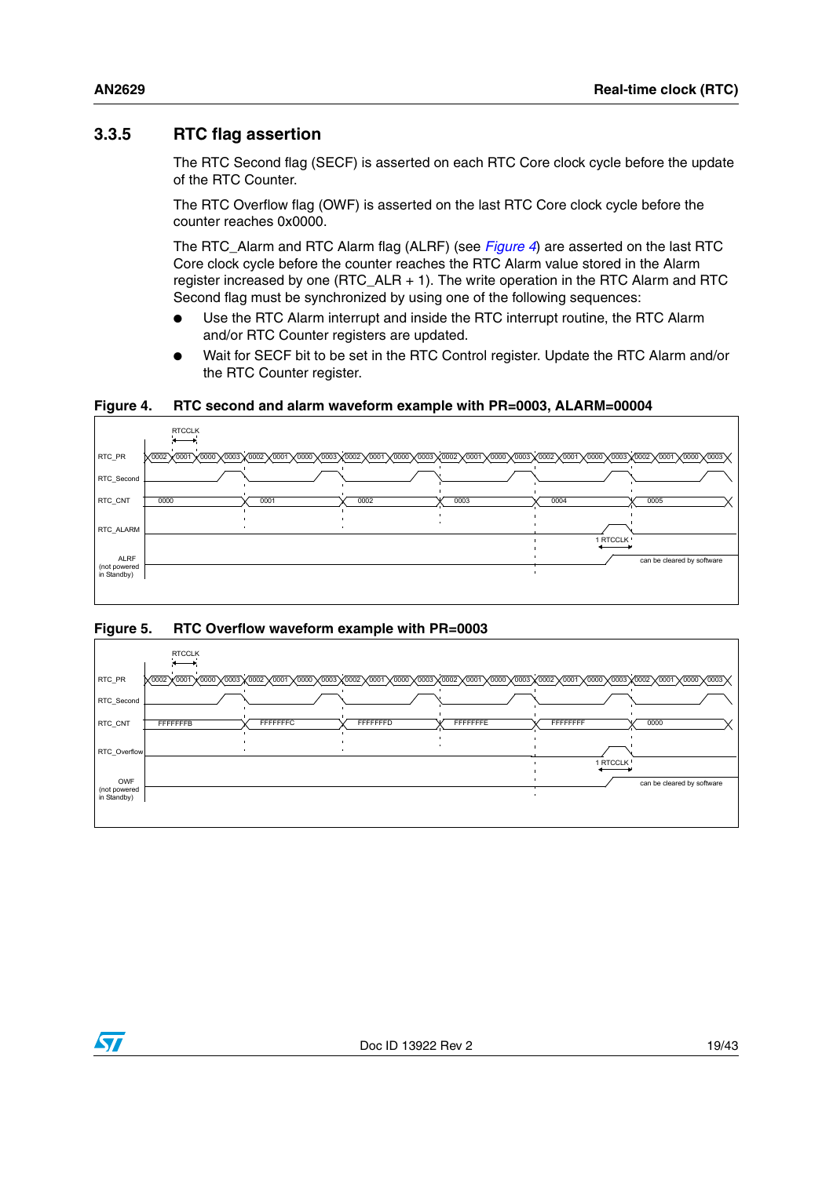### 3.3.5 RTC flag assertion

The RTC Second flag (SECF) is asserted on each RTC Core clock cycle before the update of the RTC Counter.

The RTC Overflow flag (OWF) is asserted on the last RTC Core clock cycle before the counter reaches 0x0000.

The RTC_Alarm and RTC Alarm flag (ALRF) (see *Figure 4*) are asserted on the last RTC Core clock cycle before the counter reaches the RTC Alarm value stored in the Alarm register increased by one (RTC_ALR + 1). The write operation in the RTC Alarm and RTC Second flag must be synchronized by using one of the following sequences:

- Use the RTC Alarm interrupt and inside the RTC interrupt routine, the RTC Alarm and/or RTC Counter registers are updated.
- Wait for SECF bit to be set in the RTC Control register. Update the RTC Alarm and/or the RTC Counter register.

**Figure 4. RTC second and alarm waveform example with PR=0003, ALARM=00004**

**Figure 5. RTC Overflow waveform example with PR=0003**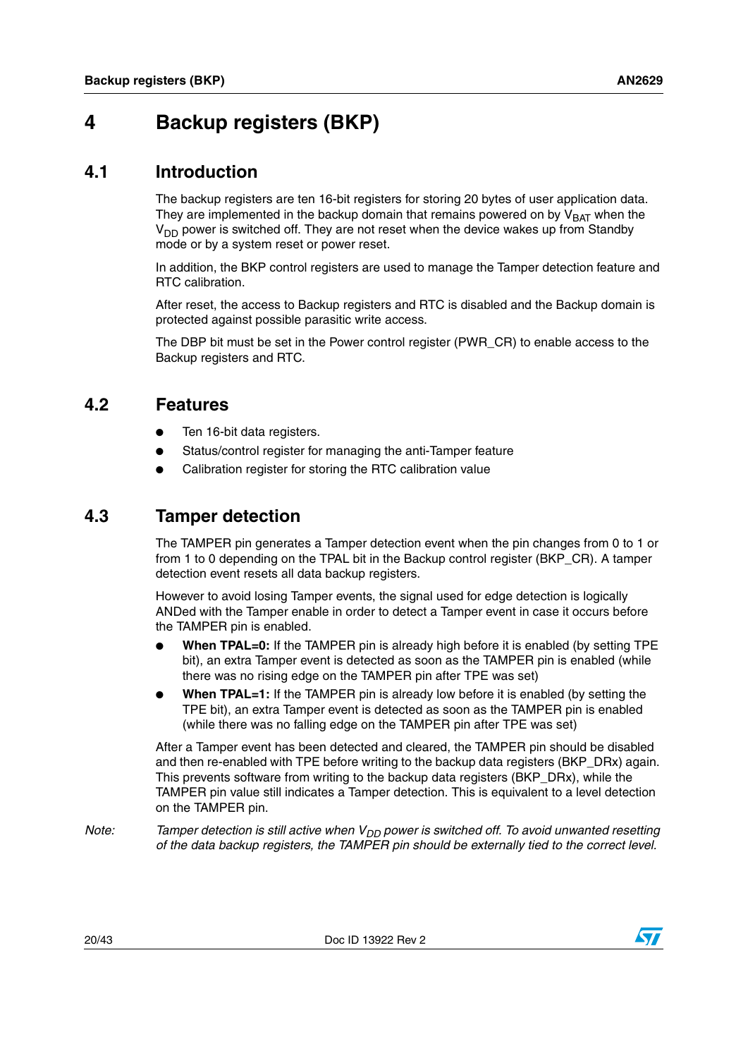# 4 Backup registers (BKP)

## 4.1 Introduction

The backup registers are ten 16-bit registers for storing 20 bytes of user application data. They are implemented in the backup domain that remains powered on by $V_{BAT}$ when the $V_{DD}$ power is switched off. They are not reset when the device wakes up from Standby mode or by a system reset or power reset.

In addition, the BKP control registers are used to manage the Tamper detection feature and RTC calibration.

After reset, the access to Backup registers and RTC is disabled and the Backup domain is protected against possible parasitic write access.

The DBP bit must be set in the Power control register (PWR_CR) to enable access to the Backup registers and RTC.

## 4.2 Features

- Ten 16-bit data registers.
- Status/control register for managing the anti-Tamper feature
- Calibration register for storing the RTC calibration value

## 4.3 Tamper detection

The TAMPER pin generates a Tamper detection event when the pin changes from 0 to 1 or from 1 to 0 depending on the TPAL bit in the Backup control register (BKP_CR). A tamper detection event resets all data backup registers.

However to avoid losing Tamper events, the signal used for edge detection is logically ANDed with the Tamper enable in order to detect a Tamper event in case it occurs before the TAMPER pin is enabled.

- **When TPAL=0:** If the TAMPER pin is already high before it is enabled (by setting TPE bit), an extra Tamper event is detected as soon as the TAMPER pin is enabled (while there was no rising edge on the TAMPER pin after TPE was set)
- **When TPAL=1:** If the TAMPER pin is already low before it is enabled (by setting the TPE bit), an extra Tamper event is detected as soon as the TAMPER pin is enabled (while there was no falling edge on the TAMPER pin after TPE was set)

After a Tamper event has been detected and cleared, the TAMPER pin should be disabled and then re-enabled with TPE before writing to the backup data registers (BKP_DRx) again. This prevents software from writing to the backup data registers (BKP_DRx), while the TAMPER pin value still indicates a Tamper detection. This is equivalent to a level detection on the TAMPER pin.

*Note: Tamper detection is still active when $V_{DD}$ power is switched off. To avoid unwanted resetting of the data backup registers, the TAMPER pin should be externally tied to the correct level.*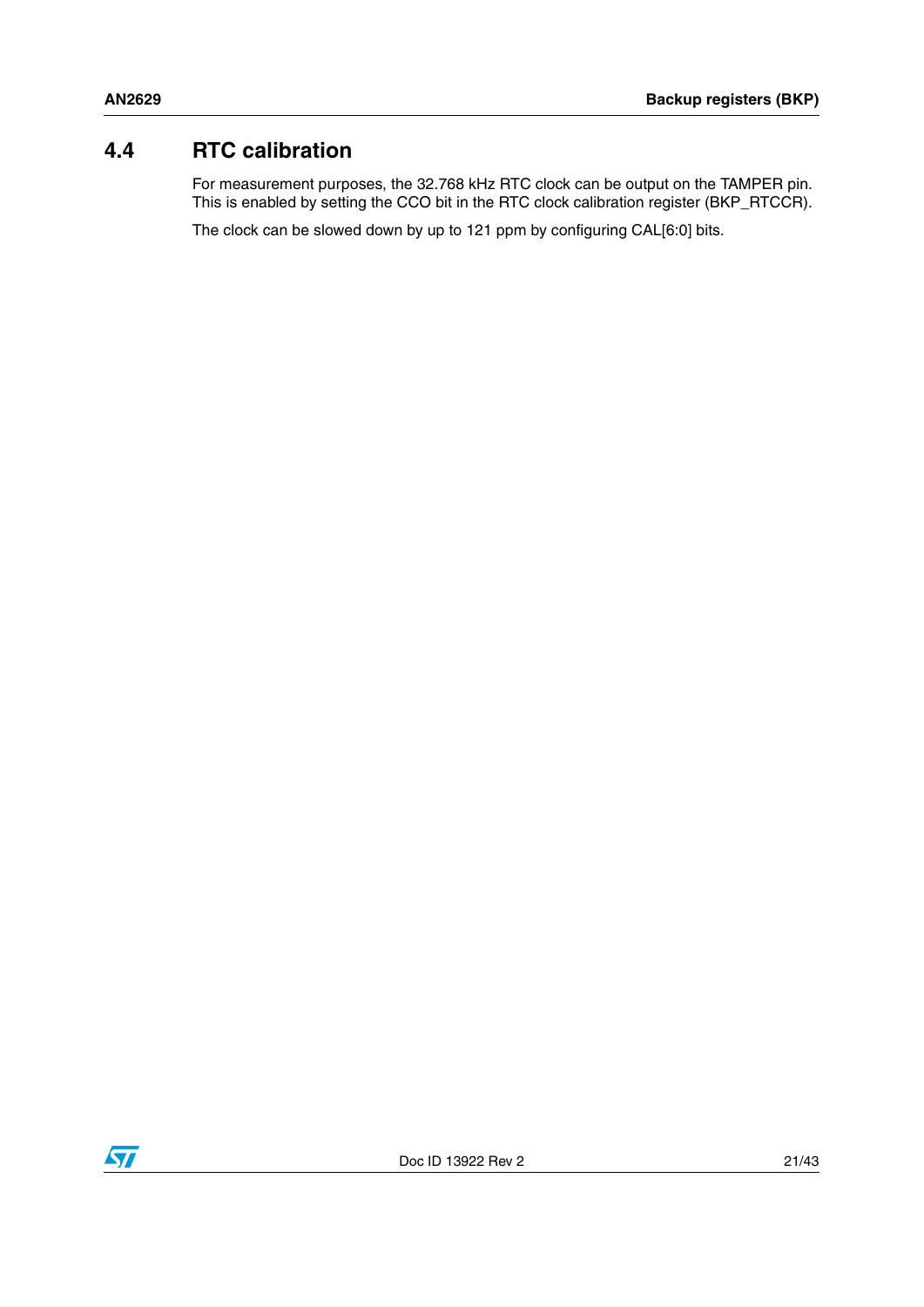## 4.4 RTC calibration

For measurement purposes, the 32.768 kHz RTC clock can be output on the TAMPER pin. This is enabled by setting the CCO bit in the RTC clock calibration register (BKP_RTCCR).

The clock can be slowed down by up to 121 ppm by configuring CAL[6:0] bits.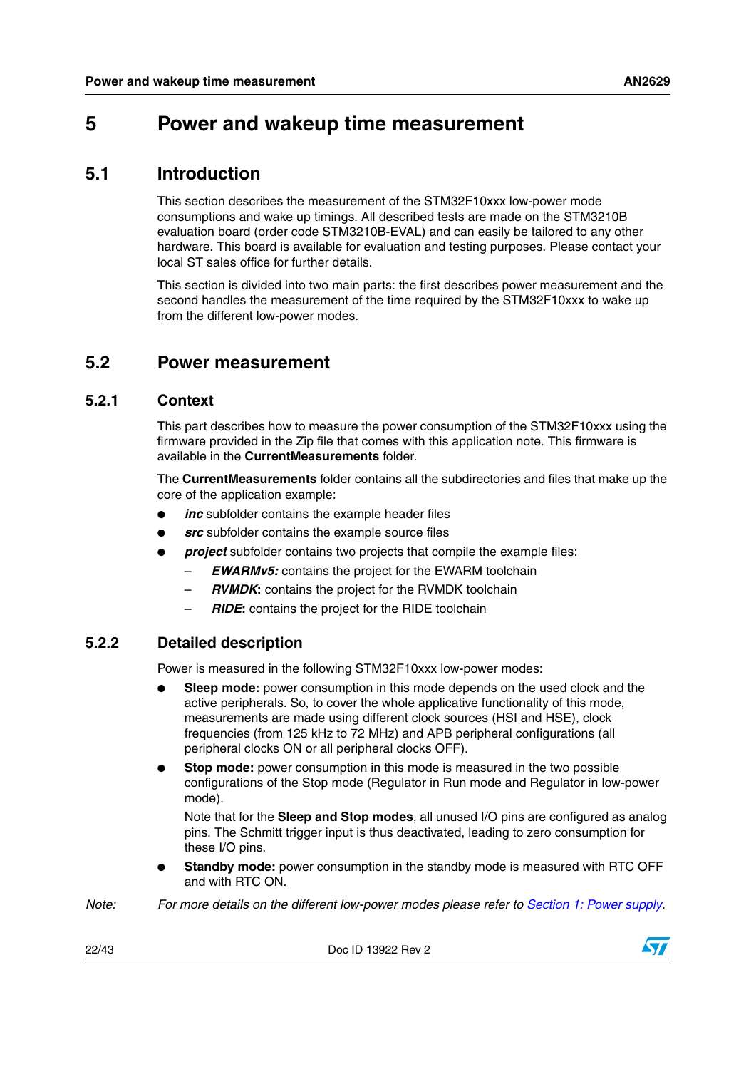# 5 Power and wakeup time measurement

## 5.1 Introduction

This section describes the measurement of the STM32F10xxx low-power mode consumptions and wake up timings. All described tests are made on the STM3210B evaluation board (order code STM3210B-EVAL) and can easily be tailored to any other hardware. This board is available for evaluation and testing purposes. Please contact your local ST sales office for further details.

This section is divided into two main parts: the first describes power measurement and the second handles the measurement of the time required by the STM32F10xxx to wake up from the different low-power modes.

## 5.2 Power measurement

### 5.2.1 Context

This part describes how to measure the power consumption of the STM32F10xxx using the firmware provided in the Zip file that comes with this application note. This firmware is available in the **CurrentMeasurements** folder.

The **CurrentMeasurements** folder contains all the subdirectories and files that make up the core of the application example:

- ***inc*** subfolder contains the example header files
- ***src*** subfolder contains the example source files
- ***project*** subfolder contains two projects that compile the example files:
  - ***EWARMv5:*** contains the project for the EWARM toolchain
  - ***RVMDK***: contains the project for the RVMDK toolchain
  - ***RIDE***: contains the project for the RIDE toolchain

### 5.2.2 Detailed description

Power is measured in the following STM32F10xxx low-power modes:

- **Sleep mode:** power consumption in this mode depends on the used clock and the active peripherals. So, to cover the whole applicative functionality of this mode, measurements are made using different clock sources (HSI and HSE), clock frequencies (from 125 kHz to 72 MHz) and APB peripheral configurations (all peripheral clocks ON or all peripheral clocks OFF).
- **Stop mode:** power consumption in this mode is measured in the two possible configurations of the Stop mode (Regulator in Run mode and Regulator in low-power mode).

  Note that for the **Sleep and Stop modes**, all unused I/O pins are configured as analog pins. The Schmitt trigger input is thus deactivated, leading to zero consumption for these I/O pins.
- **Standby mode:** power consumption in the standby mode is measured with RTC OFF and with RTC ON.

*Note: For more details on the different low-power modes please refer to Section 1: Power supply.*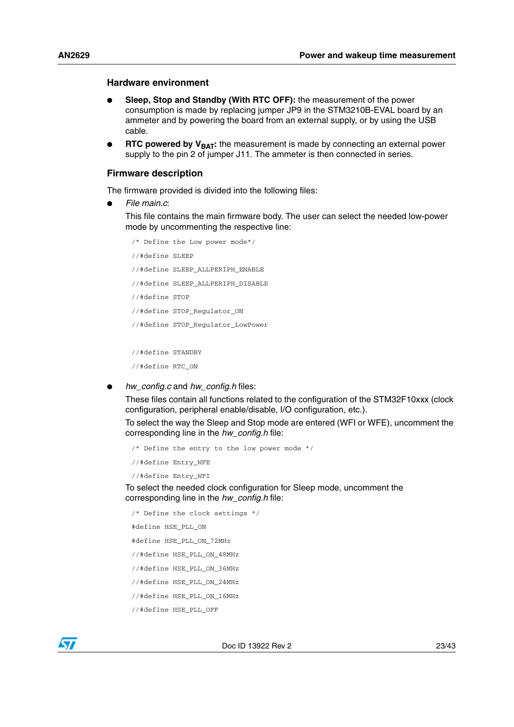### Hardware environment

- **Sleep, Stop and Standby (With RTC OFF):** the measurement of the power consumption is made by replacing jumper JP9 in the STM3210B-EVAL board by an ammeter and by powering the board from an external supply, or by using the USB cable.
- **RTC powered by $V_{BAT}$:** the measurement is made by connecting an external power supply to the pin 2 of jumper J11. The ammeter is then connected in series.

### Firmware description

The firmware provided is divided into the following files:

- *File main.c*:

  This file contains the main firmware body. The user can select the needed low-power mode by uncommenting the respective line:

```
/* Define the Low power mode*/
//#define SLEEP
//#define SLEEP_ALLPERIPH_ENABLE
//#define SLEEP_ALLPERIPH_DISABLE
//#define STOP
//#define STOP_Regulator_ON
//#define STOP_Regulator_LowPower

//#define STANDBY
//#define RTC_ON
```

- *hw_config.c* and *hw_config.h* files:

  These files contain all functions related to the configuration of the STM32F10xxx (clock configuration, peripheral enable/disable, I/O configuration, etc.).

  To select the way the Sleep and Stop mode are entered (WFI or WFE), uncomment the corresponding line in the *hw_config.h* file:

```
/* Define the entry to the low power mode */
//#define Entry_WFE
//#define Entry_WFI
```

  To select the needed clock configuration for Sleep mode, uncomment the corresponding line in the *hw_config.h* file:

```
/* Define the clock settings */
#define HSE_PLL_ON
#define HSE_PLL_ON_72MHz
//#define HSE_PLL_ON_48MHz
//#define HSE_PLL_ON_36MHz
//#define HSE_PLL_ON_24MHz
//#define HSE_PLL_ON_16MHz
//#define HSE_PLL_OFF
```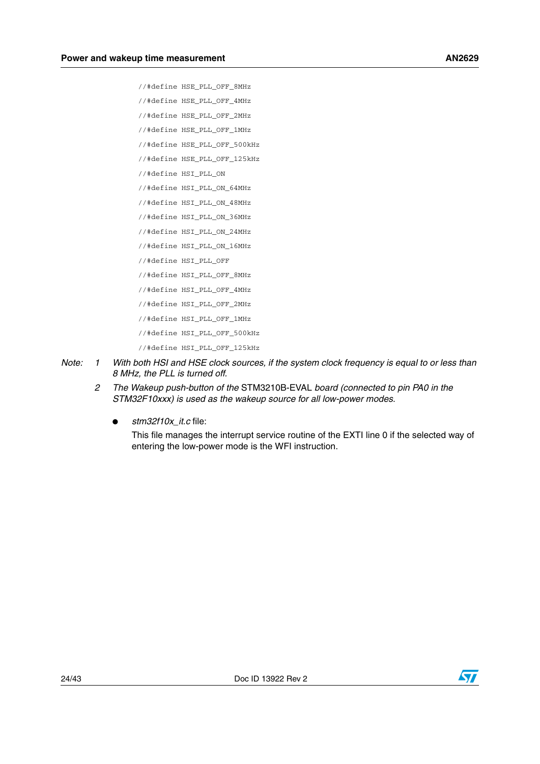```
//#define HSE_PLL_OFF_8MHz
//#define HSE_PLL_OFF_4MHz
//#define HSE_PLL_OFF_2MHz
//#define HSE_PLL_OFF_1MHz
//#define HSE_PLL_OFF_500kHz
//#define HSE_PLL_OFF_125kHz
//#define HSI_PLL_ON
//#define HSI_PLL_ON_64MHz
//#define HSI_PLL_ON_48MHz
//#define HSI_PLL_ON_36MHz
//#define HSI_PLL_ON_24MHz
//#define HSI_PLL_ON_16MHz
//#define HSI_PLL_OFF
//#define HSI_PLL_OFF_8MHz
//#define HSI_PLL_OFF_4MHz
//#define HSI_PLL_OFF_2MHz
//#define HSI_PLL_OFF_1MHz
//#define HSI_PLL_OFF_500kHz
//#define HSI_PLL_OFF_125kHz
```

*Note: 1 With both HSI and HSE clock sources, if the system clock frequency is equal to or less than 8 MHz, the PLL is turned off.*

*2 The Wakeup push-button of the* STM3210B-EVAL *board (connected to pin PA0 in the STM32F10xxx) is used as the wakeup source for all low-power modes.*

- *stm32f10x_it.c* file:

  This file manages the interrupt service routine of the EXTI line 0 if the selected way of entering the low-power mode is the WFI instruction.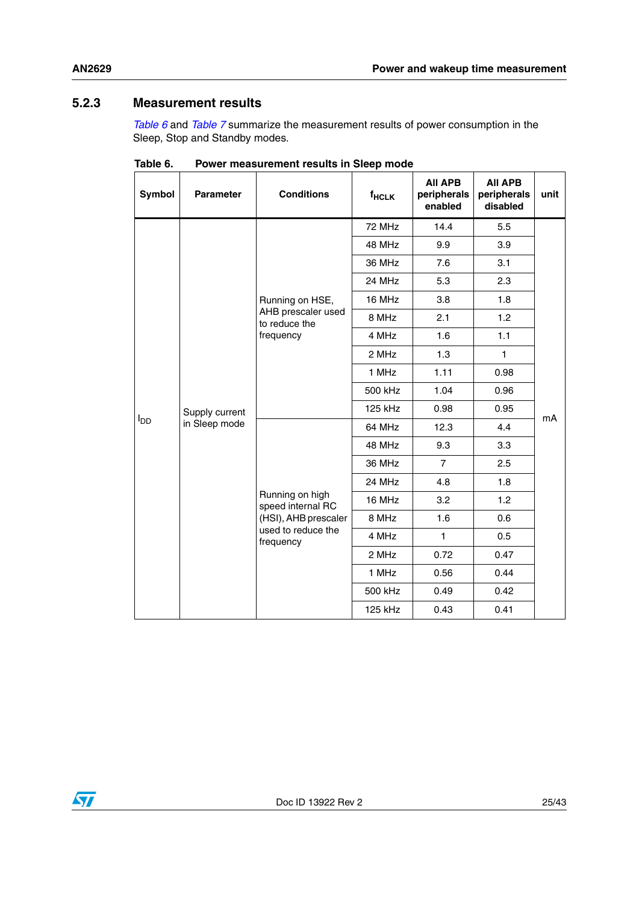### 5.2.3 Measurement results

*Table 6* and *Table 7* summarize the measurement results of power consumption in the Sleep, Stop and Standby modes.

**Table 6. Power measurement results in Sleep mode**

| Symbol | Parameter | Conditions | $f_{HCLK}$ | All APB peripherals enabled | All APB peripherals disabled | unit |
|---|---|---|---|---|---|---|
| $I_{DD}$ | Supply current in Sleep mode | Running on HSE, AHB prescaler used to reduce the frequency | 72 MHz | 14.4 | 5.5 | mA |
| | | | 48 MHz | 9.9 | 3.9 | |
| | | | 36 MHz | 7.6 | 3.1 | |
| | | | 24 MHz | 5.3 | 2.3 | |
| | | | 16 MHz | 3.8 | 1.8 | |
| | | | 8 MHz | 2.1 | 1.2 | |
| | | | 4 MHz | 1.6 | 1.1 | |
| | | | 2 MHz | 1.3 | 1 | |
| | | | 1 MHz | 1.11 | 0.98 | |
| | | | 500 kHz | 1.04 | 0.96 | |
| | | | 125 kHz | 0.98 | 0.95 | |
| | | Running on high speed internal RC (HSI), AHB prescaler used to reduce the frequency | 64 MHz | 12.3 | 4.4 | |
| | | | 48 MHz | 9.3 | 3.3 | |
| | | | 36 MHz | 7 | 2.5 | |
| | | | 24 MHz | 4.8 | 1.8 | |
| | | | 16 MHz | 3.2 | 1.2 | |
| | | | 8 MHz | 1.6 | 0.6 | |
| | | | 4 MHz | 1 | 0.5 | |
| | | | 2 MHz | 0.72 | 0.47 | |
| | | | 1 MHz | 0.56 | 0.44 | |
| | | | 500 kHz | 0.49 | 0.42 | |
| | | | 125 kHz | 0.43 | 0.41 | |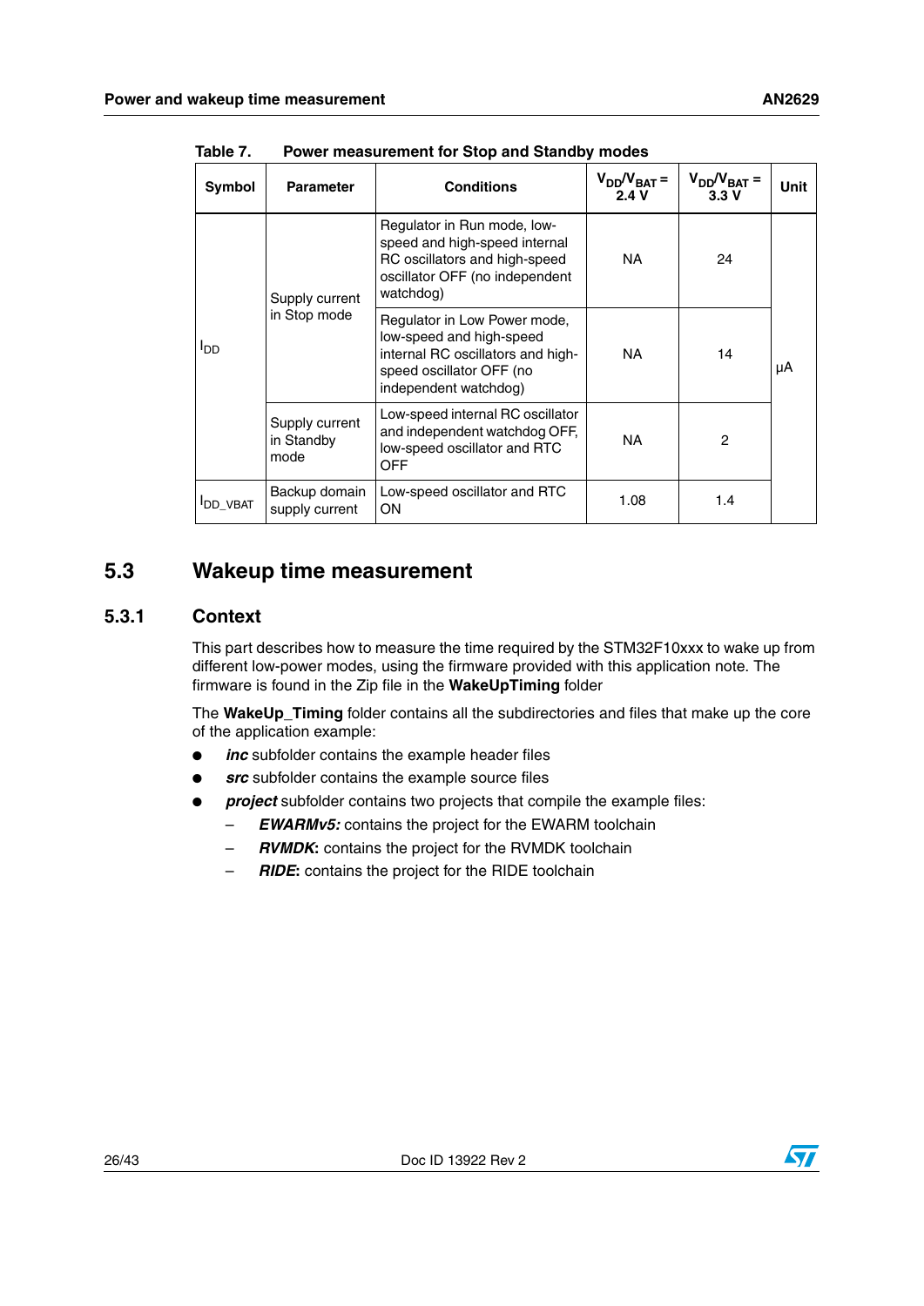Table 7. Power measurement for Stop and Standby modes

| Symbol | Parameter | Conditions | $V_{DD}/V_{BAT}$ = 2.4 V | $V_{DD}/V_{BAT}$ = 3.3 V | Unit |
|---|---|---|---|---|---|
| $I_{DD}$ | Supply current in Stop mode | Regulator in Run mode, low-speed and high-speed internal RC oscillators and high-speed oscillator OFF (no independent watchdog) | NA | 24 | µA |
| | | Regulator in Low Power mode, low-speed and high-speed internal RC oscillators and high-speed oscillator OFF (no independent watchdog) | NA | 14 | |
| | Supply current in Standby mode | Low-speed internal RC oscillator and independent watchdog OFF, low-speed oscillator and RTC OFF | NA | 2 | |
| $I_{DD\_VBAT}$ | Backup domain supply current | Low-speed oscillator and RTC ON | 1.08 | 1.4 | |

## 5.3 Wakeup time measurement

### 5.3.1 Context

This part describes how to measure the time required by the STM32F10xxx to wake up from different low-power modes, using the firmware provided with this application note. The firmware is found in the Zip file in the **WakeUpTiming** folder

The **WakeUp_Timing** folder contains all the subdirectories and files that make up the core of the application example:

- ***inc*** subfolder contains the example header files
- ***src*** subfolder contains the example source files
- ***project*** subfolder contains two projects that compile the example files:
  - ***EWARMv5:*** contains the project for the EWARM toolchain
  - ***RVMDK*****:** contains the project for the RVMDK toolchain
  - ***RIDE*****:** contains the project for the RIDE toolchain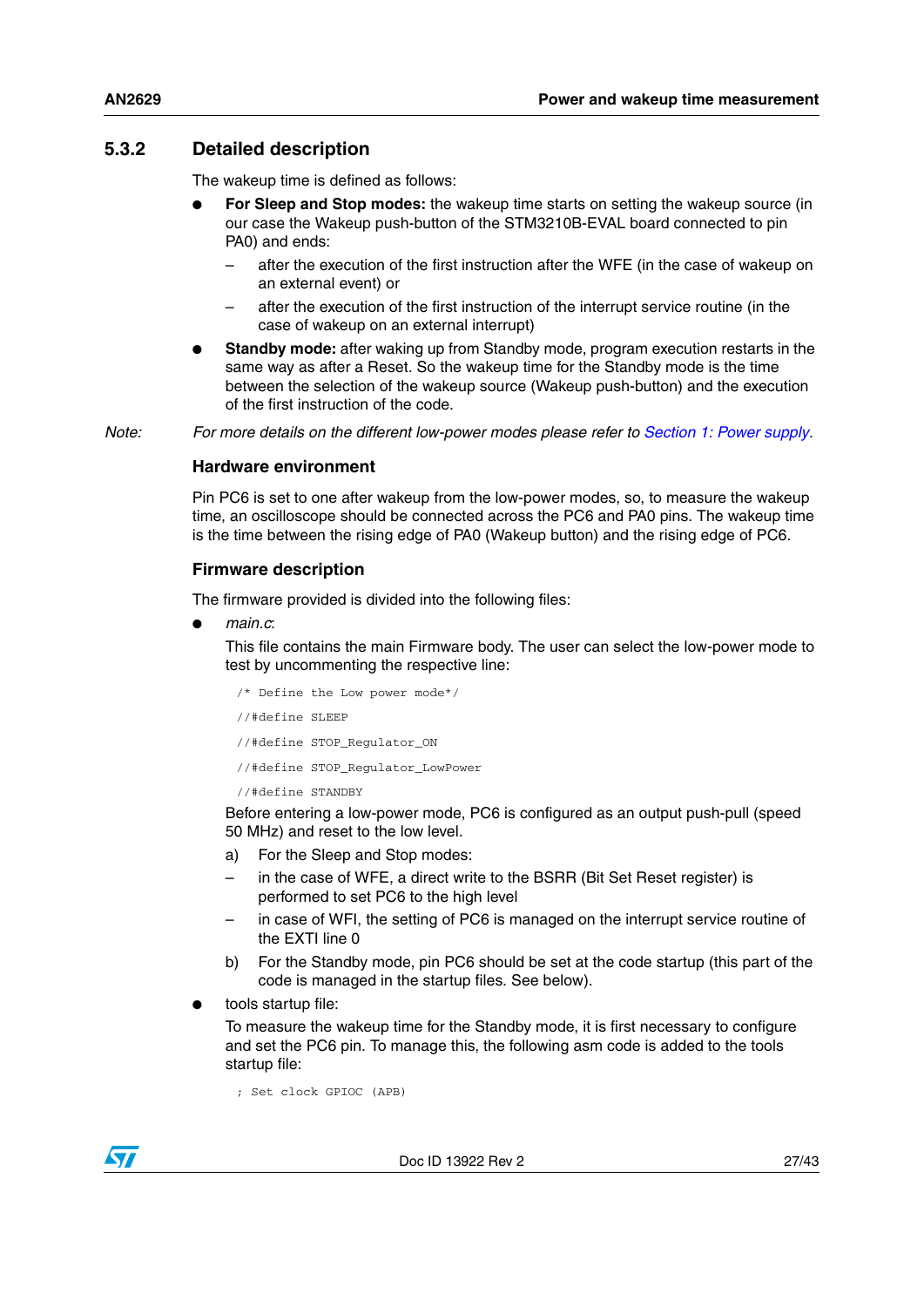### 5.3.2 Detailed description

The wakeup time is defined as follows:

- **For Sleep and Stop modes:** the wakeup time starts on setting the wakeup source (in our case the Wakeup push-button of the STM3210B-EVAL board connected to pin PA0) and ends:
  - after the execution of the first instruction after the WFE (in the case of wakeup on an external event) or
  - after the execution of the first instruction of the interrupt service routine (in the case of wakeup on an external interrupt)
- **Standby mode:** after waking up from Standby mode, program execution restarts in the same way as after a Reset. So the wakeup time for the Standby mode is the time between the selection of the wakeup source (Wakeup push-button) and the execution of the first instruction of the code.

*Note: For more details on the different low-power modes please refer to Section 1: Power supply.*

#### Hardware environment

Pin PC6 is set to one after wakeup from the low-power modes, so, to measure the wakeup time, an oscilloscope should be connected across the PC6 and PA0 pins. The wakeup time is the time between the rising edge of PA0 (Wakeup button) and the rising edge of PC6.

#### Firmware description

The firmware provided is divided into the following files:

- *main.c*:

  This file contains the main Firmware body. The user can select the low-power mode to test by uncommenting the respective line:

  ```
  /* Define the Low power mode*/
  //#define SLEEP
  //#define STOP_Regulator_ON
  //#define STOP_Regulator_LowPower
  //#define STANDBY
  ```

  Before entering a low-power mode, PC6 is configured as an output push-pull (speed 50 MHz) and reset to the low level.

  a) For the Sleep and Stop modes:
  - in the case of WFE, a direct write to the BSRR (Bit Set Reset register) is performed to set PC6 to the high level
  - in case of WFI, the setting of PC6 is managed on the interrupt service routine of the EXTI line 0

  b) For the Standby mode, pin PC6 should be set at the code startup (this part of the code is managed in the startup files. See below).

- tools startup file:

  To measure the wakeup time for the Standby mode, it is first necessary to configure and set the PC6 pin. To manage this, the following asm code is added to the tools startup file:

  ```
  ; Set clock GPIOC (APB)
  ```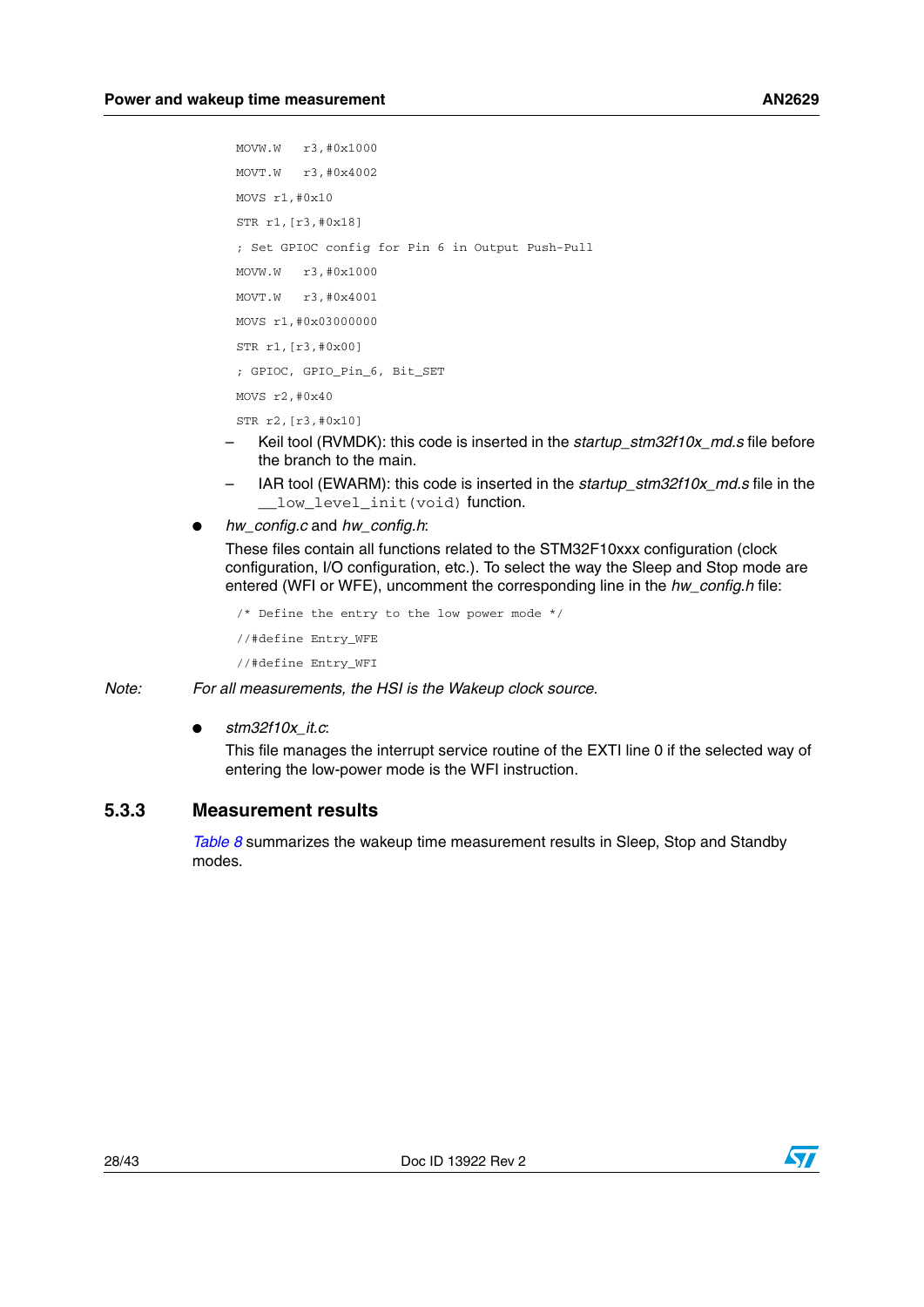```
MOVW.W   r3,#0x1000
MOVT.W   r3,#0x4002
MOVS r1,#0x10
STR r1,[r3,#0x18]
; Set GPIOC config for Pin 6 in Output Push-Pull
MOVW.W   r3,#0x1000
MOVT.W   r3,#0x4001
MOVS r1,#0x03000000
STR r1,[r3,#0x00]
; GPIOC, GPIO_Pin_6, Bit_SET
MOVS r2,#0x40
STR r2,[r3,#0x10]
```

– Keil tool (RVMDK): this code is inserted in the *startup_stm32f10x_md.s* file before the branch to the main.
– IAR tool (EWARM): this code is inserted in the *startup_stm32f10x_md.s* file in the `__low_level_init(void)` function.

- *hw_config.c* and *hw_config.h*:

  These files contain all functions related to the STM32F10xxx configuration (clock configuration, I/O configuration, etc.). To select the way the Sleep and Stop mode are entered (WFI or WFE), uncomment the corresponding line in the *hw_config.h* file:

```
/* Define the entry to the low power mode */
//#define Entry_WFE
//#define Entry_WFI
```

*Note: For all measurements, the HSI is the Wakeup clock source.*

- *stm32f10x_it.c*:

  This file manages the interrupt service routine of the EXTI line 0 if the selected way of entering the low-power mode is the WFI instruction.

### 5.3.3 Measurement results

*Table 8* summarizes the wakeup time measurement results in Sleep, Stop and Standby modes.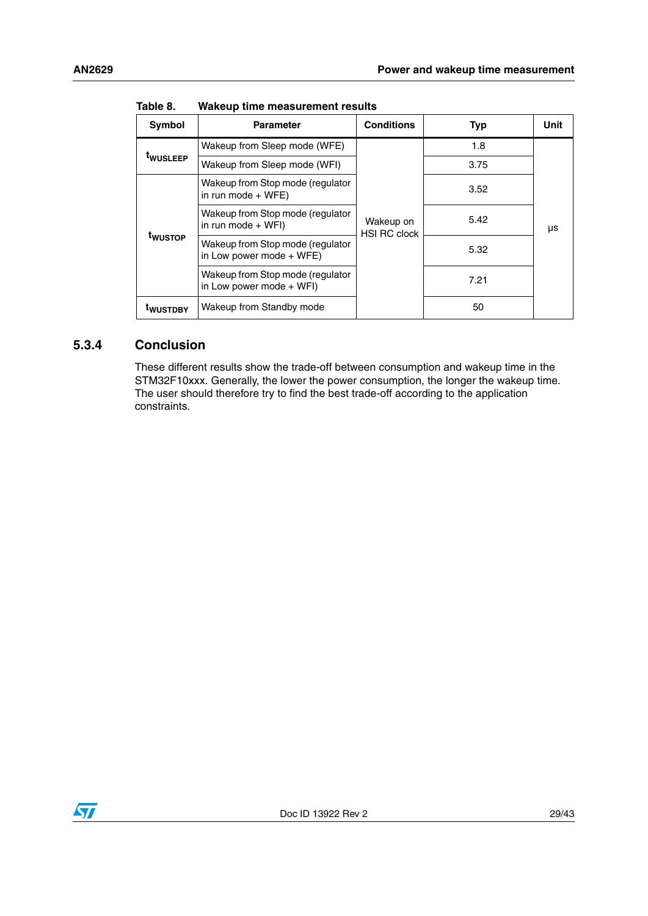Table 8. Wakeup time measurement results

| Symbol | Parameter | Conditions | Typ | Unit |
|---|---|---|---|---|
| $t_{WUSLEEP}$ | Wakeup from Sleep mode (WFE) | Wakeup on HSI RC clock | 1.8 | µs |
| | Wakeup from Sleep mode (WFI) | | 3.75 | |
| $t_{WUSTOP}$ | Wakeup from Stop mode (regulator in run mode + WFE) | | 3.52 | |
| | Wakeup from Stop mode (regulator in run mode + WFI) | | 5.42 | |
| | Wakeup from Stop mode (regulator in Low power mode + WFE) | | 5.32 | |
| | Wakeup from Stop mode (regulator in Low power mode + WFI) | | 7.21 | |
| $t_{WUSTDBY}$ | Wakeup from Standby mode | | 50 | |

### 5.3.4 Conclusion

These different results show the trade-off between consumption and wakeup time in the STM32F10xxx. Generally, the lower the power consumption, the longer the wakeup time. The user should therefore try to find the best trade-off according to the application constraints.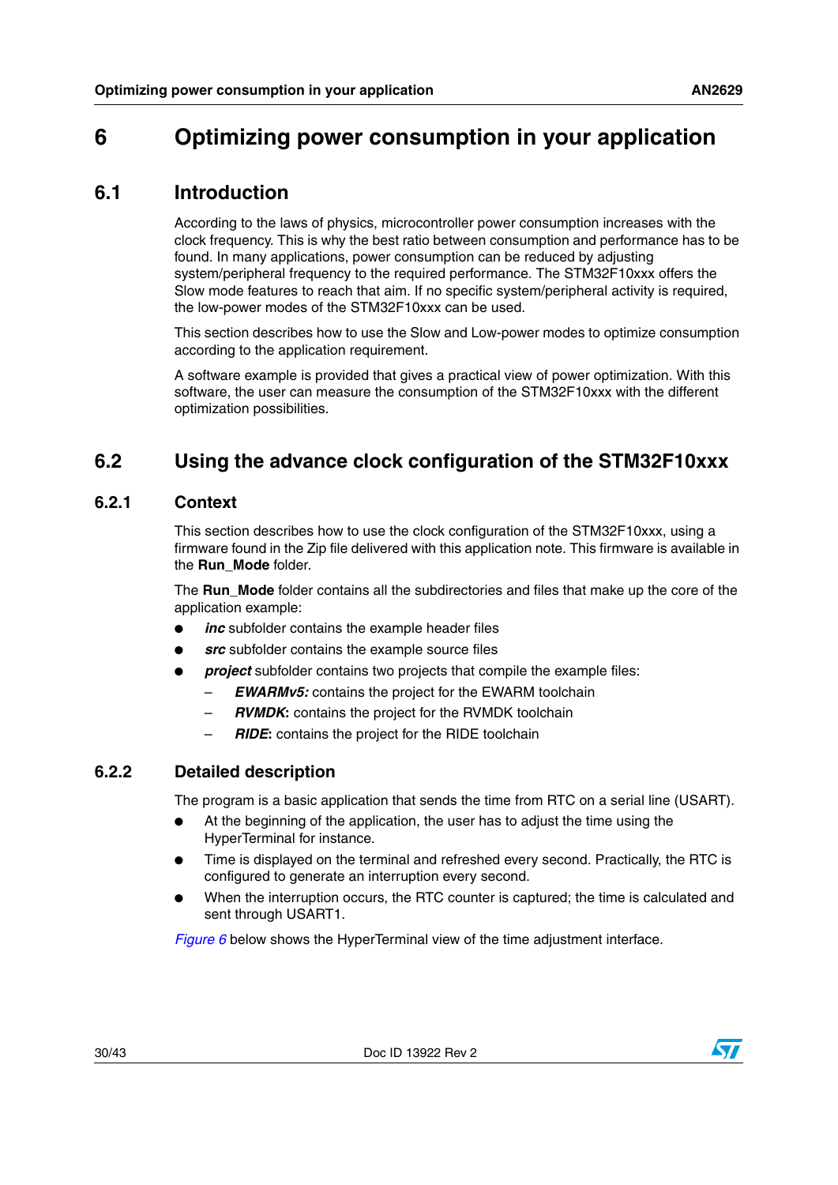# 6 Optimizing power consumption in your application

## 6.1 Introduction

According to the laws of physics, microcontroller power consumption increases with the clock frequency. This is why the best ratio between consumption and performance has to be found. In many applications, power consumption can be reduced by adjusting system/peripheral frequency to the required performance. The STM32F10xxx offers the Slow mode features to reach that aim. If no specific system/peripheral activity is required, the low-power modes of the STM32F10xxx can be used.

This section describes how to use the Slow and Low-power modes to optimize consumption according to the application requirement.

A software example is provided that gives a practical view of power optimization. With this software, the user can measure the consumption of the STM32F10xxx with the different optimization possibilities.

## 6.2 Using the advance clock configuration of the STM32F10xxx

### 6.2.1 Context

This section describes how to use the clock configuration of the STM32F10xxx, using a firmware found in the Zip file delivered with this application note. This firmware is available in the **Run_Mode** folder.

The **Run_Mode** folder contains all the subdirectories and files that make up the core of the application example:

- ***inc*** subfolder contains the example header files
- ***src*** subfolder contains the example source files
- ***project*** subfolder contains two projects that compile the example files:
  - ***EWARMv5:*** contains the project for the EWARM toolchain
  - ***RVMDK*****:** contains the project for the RVMDK toolchain
  - ***RIDE*****:** contains the project for the RIDE toolchain

### 6.2.2 Detailed description

The program is a basic application that sends the time from RTC on a serial line (USART).

- At the beginning of the application, the user has to adjust the time using the HyperTerminal for instance.
- Time is displayed on the terminal and refreshed every second. Practically, the RTC is configured to generate an interruption every second.
- When the interruption occurs, the RTC counter is captured; the time is calculated and sent through USART1.

*Figure 6* below shows the HyperTerminal view of the time adjustment interface.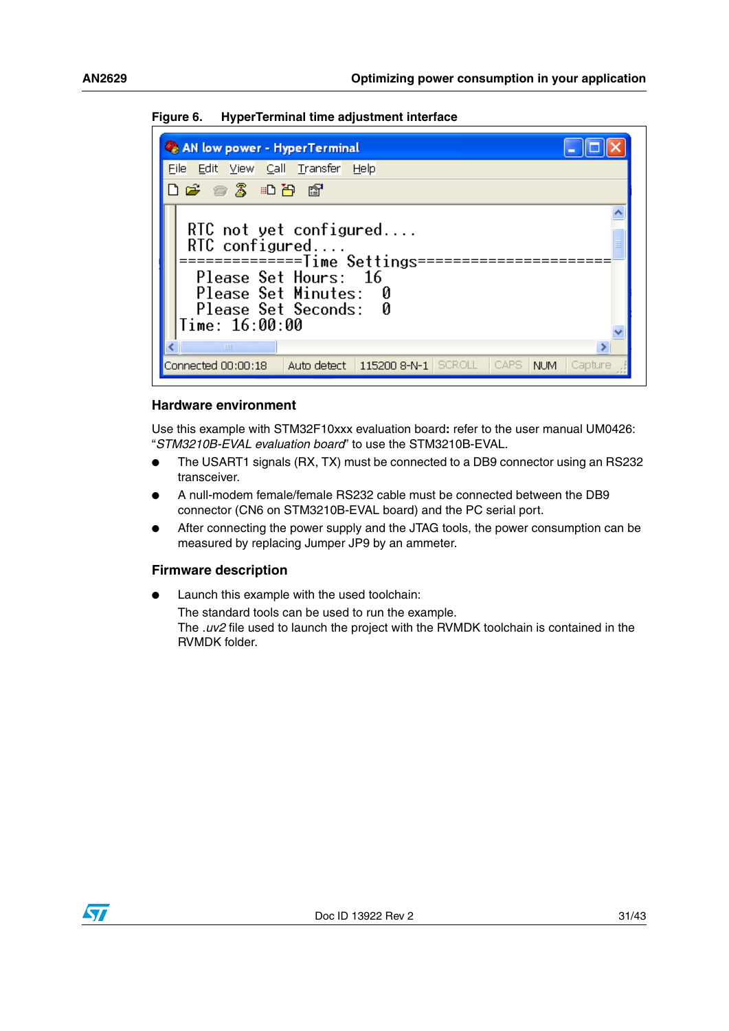Figure 6. HyperTerminal time adjustment interface

### Hardware environment

Use this example with STM32F10xxx evaluation board**:** refer to the user manual UM0426: "*STM3210B-EVAL evaluation board*" to use the STM3210B-EVAL.

- The USART1 signals (RX, TX) must be connected to a DB9 connector using an RS232 transceiver.
- A null-modem female/female RS232 cable must be connected between the DB9 connector (CN6 on STM3210B-EVAL board) and the PC serial port.
- After connecting the power supply and the JTAG tools, the power consumption can be measured by replacing Jumper JP9 by an ammeter.

### Firmware description

- Launch this example with the used toolchain:
  The standard tools can be used to run the example.
  The *.uv2* file used to launch the project with the RVMDK toolchain is contained in the RVMDK folder.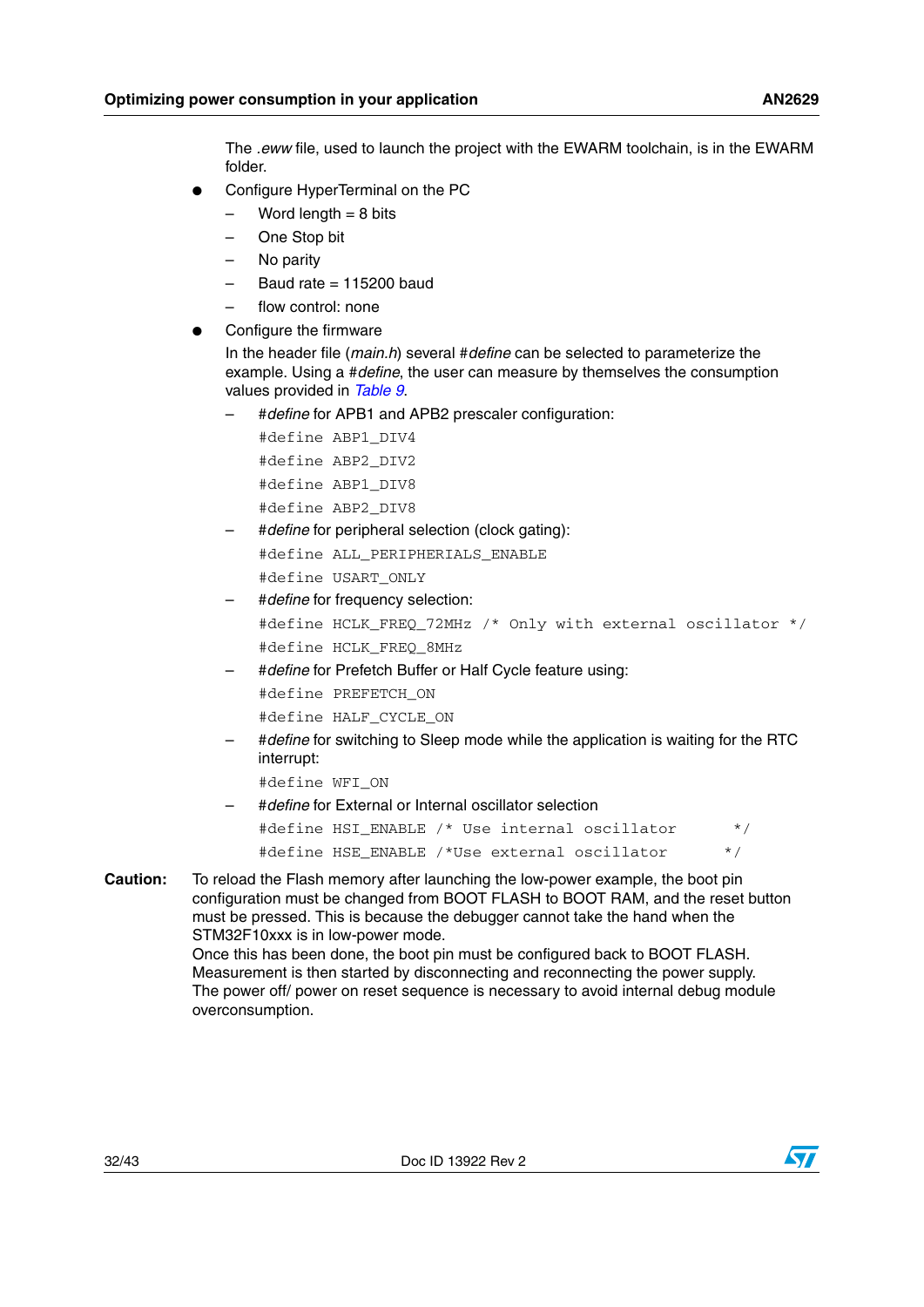The *.eww* file, used to launch the project with the EWARM toolchain, is in the EWARM folder.

- Configure HyperTerminal on the PC
  - Word length = 8 bits
  - One Stop bit
  - No parity
  - Baud rate = 115200 baud
  - flow control: none
- Configure the firmware

  In the header file (*main.h*) several #*define* can be selected to parameterize the example. Using a #*define*, the user can measure by themselves the consumption values provided in *Table 9*.

  - #*define* for APB1 and APB2 prescaler configuration:

    ```
    #define ABP1_DIV4
    #define ABP2_DIV2
    #define ABP1_DIV8
    #define ABP2_DIV8
    ```

  - #*define* for peripheral selection (clock gating):

    ```
    #define ALL_PERIPHERIALS_ENABLE
    #define USART_ONLY
    ```

  - #*define* for frequency selection:

    ```
    #define HCLK_FREQ_72MHz /* Only with external oscillator */
    #define HCLK_FREQ_8MHz
    ```

  - #*define* for Prefetch Buffer or Half Cycle feature using:

    ```
    #define PREFETCH_ON
    #define HALF_CYCLE_ON
    ```

  - #*define* for switching to Sleep mode while the application is waiting for the RTC interrupt:

    ```
    #define WFI_ON
    ```

  - #*define* for External or Internal oscillator selection

    ```
    #define HSI_ENABLE /* Use internal oscillator      */
    #define HSE_ENABLE /*Use external oscillator      */
    ```

**Caution:** To reload the Flash memory after launching the low-power example, the boot pin configuration must be changed from BOOT FLASH to BOOT RAM, and the reset button must be pressed. This is because the debugger cannot take the hand when the STM32F10xxx is in low-power mode.
Once this has been done, the boot pin must be configured back to BOOT FLASH. Measurement is then started by disconnecting and reconnecting the power supply. The power off/ power on reset sequence is necessary to avoid internal debug module overconsumption.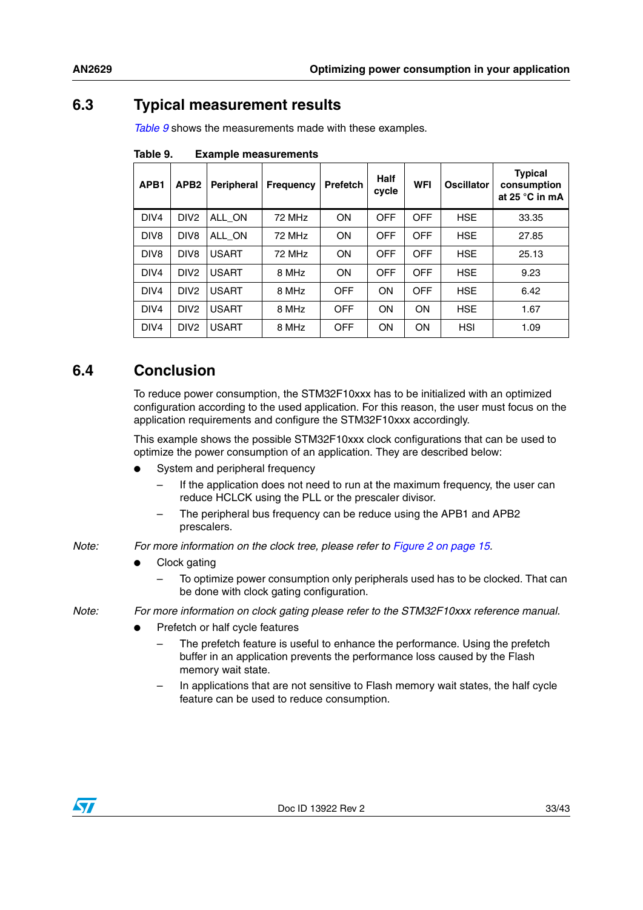## 6.3 Typical measurement results

*Table 9* shows the measurements made with these examples.

**Table 9. Example measurements**

| APB1 | APB2 | Peripheral | Frequency | Prefetch | Half cycle | WFI | Oscillator | Typical consumption at 25 °C in mA |
|---|---|---|---|---|---|---|---|---|
| DIV4 | DIV2 | ALL_ON | 72 MHz | ON | OFF | OFF | HSE | 33.35 |
| DIV8 | DIV8 | ALL_ON | 72 MHz | ON | OFF | OFF | HSE | 27.85 |
| DIV8 | DIV8 | USART | 72 MHz | ON | OFF | OFF | HSE | 25.13 |
| DIV4 | DIV2 | USART | 8 MHz | ON | OFF | OFF | HSE | 9.23 |
| DIV4 | DIV2 | USART | 8 MHz | OFF | ON | OFF | HSE | 6.42 |
| DIV4 | DIV2 | USART | 8 MHz | OFF | ON | ON | HSE | 1.67 |
| DIV4 | DIV2 | USART | 8 MHz | OFF | ON | ON | HSI | 1.09 |

## 6.4 Conclusion

To reduce power consumption, the STM32F10xxx has to be initialized with an optimized configuration according to the used application. For this reason, the user must focus on the application requirements and configure the STM32F10xxx accordingly.

This example shows the possible STM32F10xxx clock configurations that can be used to optimize the power consumption of an application. They are described below:

- System and peripheral frequency
  - If the application does not need to run at the maximum frequency, the user can reduce HCLCK using the PLL or the prescaler divisor.
  - The peripheral bus frequency can be reduce using the APB1 and APB2 prescalers.

*Note: For more information on the clock tree, please refer to Figure 2 on page 15.*

- Clock gating
  - To optimize power consumption only peripherals used has to be clocked. That can be done with clock gating configuration.

*Note: For more information on clock gating please refer to the STM32F10xxx reference manual.*

- Prefetch or half cycle features
  - The prefetch feature is useful to enhance the performance. Using the prefetch buffer in an application prevents the performance loss caused by the Flash memory wait state.
  - In applications that are not sensitive to Flash memory wait states, the half cycle feature can be used to reduce consumption.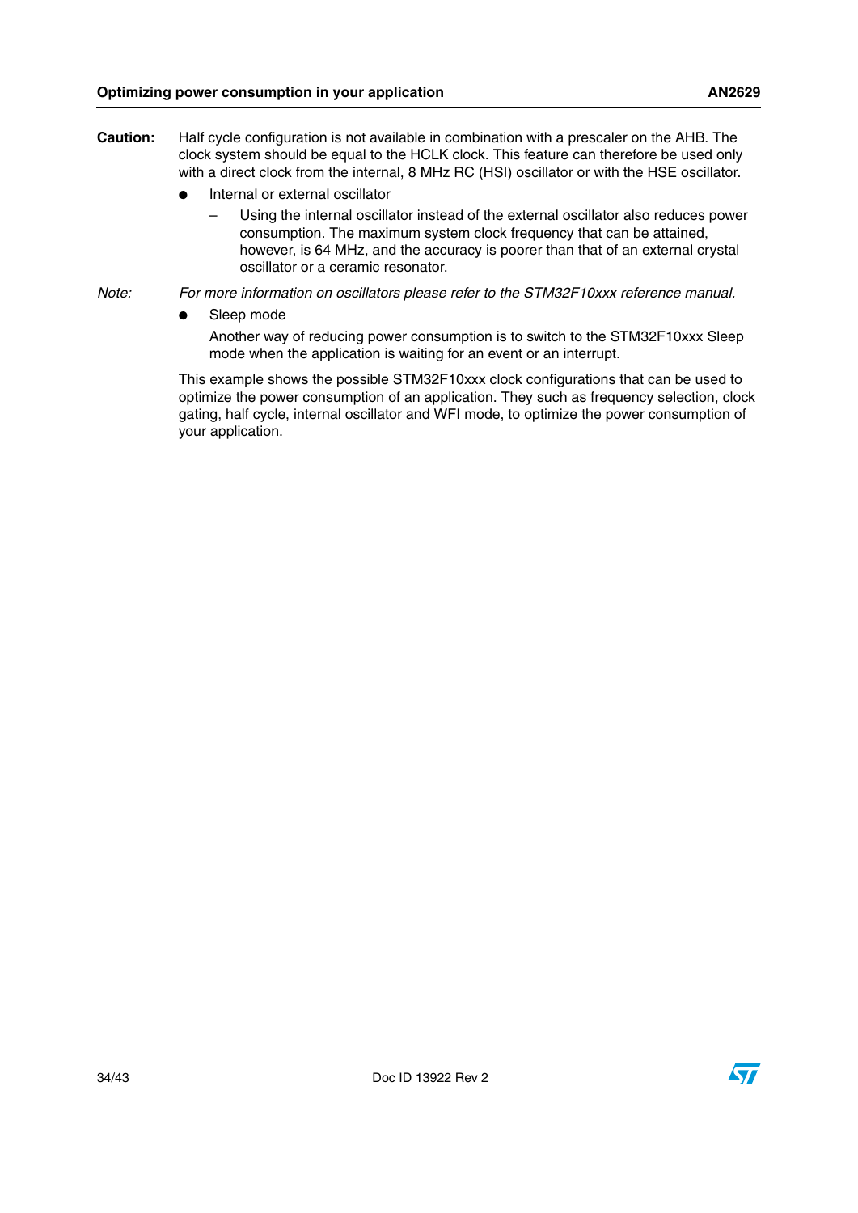**Caution:** Half cycle configuration is not available in combination with a prescaler on the AHB. The clock system should be equal to the HCLK clock. This feature can therefore be used only with a direct clock from the internal, 8 MHz RC (HSI) oscillator or with the HSE oscillator.

- Internal or external oscillator
  - Using the internal oscillator instead of the external oscillator also reduces power consumption. The maximum system clock frequency that can be attained, however, is 64 MHz, and the accuracy is poorer than that of an external crystal oscillator or a ceramic resonator.

*Note: For more information on oscillators please refer to the STM32F10xxx reference manual.*

- Sleep mode

  Another way of reducing power consumption is to switch to the STM32F10xxx Sleep mode when the application is waiting for an event or an interrupt.

This example shows the possible STM32F10xxx clock configurations that can be used to optimize the power consumption of an application. They such as frequency selection, clock gating, half cycle, internal oscillator and WFI mode, to optimize the power consumption of your application.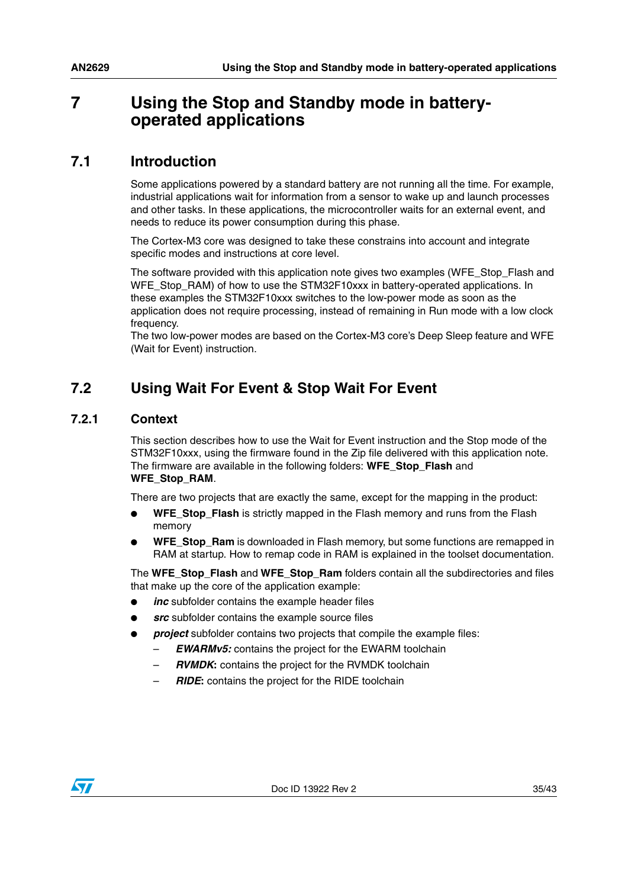# 7 Using the Stop and Standby mode in battery-operated applications

## 7.1 Introduction

Some applications powered by a standard battery are not running all the time. For example, industrial applications wait for information from a sensor to wake up and launch processes and other tasks. In these applications, the microcontroller waits for an external event, and needs to reduce its power consumption during this phase.

The Cortex-M3 core was designed to take these constrains into account and integrate specific modes and instructions at core level.

The software provided with this application note gives two examples (WFE_Stop_Flash and WFE_Stop_RAM) of how to use the STM32F10xxx in battery-operated applications. In these examples the STM32F10xxx switches to the low-power mode as soon as the application does not require processing, instead of remaining in Run mode with a low clock frequency.
The two low-power modes are based on the Cortex-M3 core's Deep Sleep feature and WFE (Wait for Event) instruction.

## 7.2 Using Wait For Event & Stop Wait For Event

### 7.2.1 Context

This section describes how to use the Wait for Event instruction and the Stop mode of the STM32F10xxx, using the firmware found in the Zip file delivered with this application note. The firmware are available in the following folders: **WFE_Stop_Flash** and **WFE_Stop_RAM**.

There are two projects that are exactly the same, except for the mapping in the product:

- **WFE_Stop_Flash** is strictly mapped in the Flash memory and runs from the Flash memory
- **WFE_Stop_Ram** is downloaded in Flash memory, but some functions are remapped in RAM at startup. How to remap code in RAM is explained in the toolset documentation.

The **WFE_Stop_Flash** and **WFE_Stop_Ram** folders contain all the subdirectories and files that make up the core of the application example:

- ***inc*** subfolder contains the example header files
- ***src*** subfolder contains the example source files
- ***project*** subfolder contains two projects that compile the example files:
  - ***EWARMv5:*** contains the project for the EWARM toolchain
  - ***RVMDK*****:** contains the project for the RVMDK toolchain
  - ***RIDE*****:** contains the project for the RIDE toolchain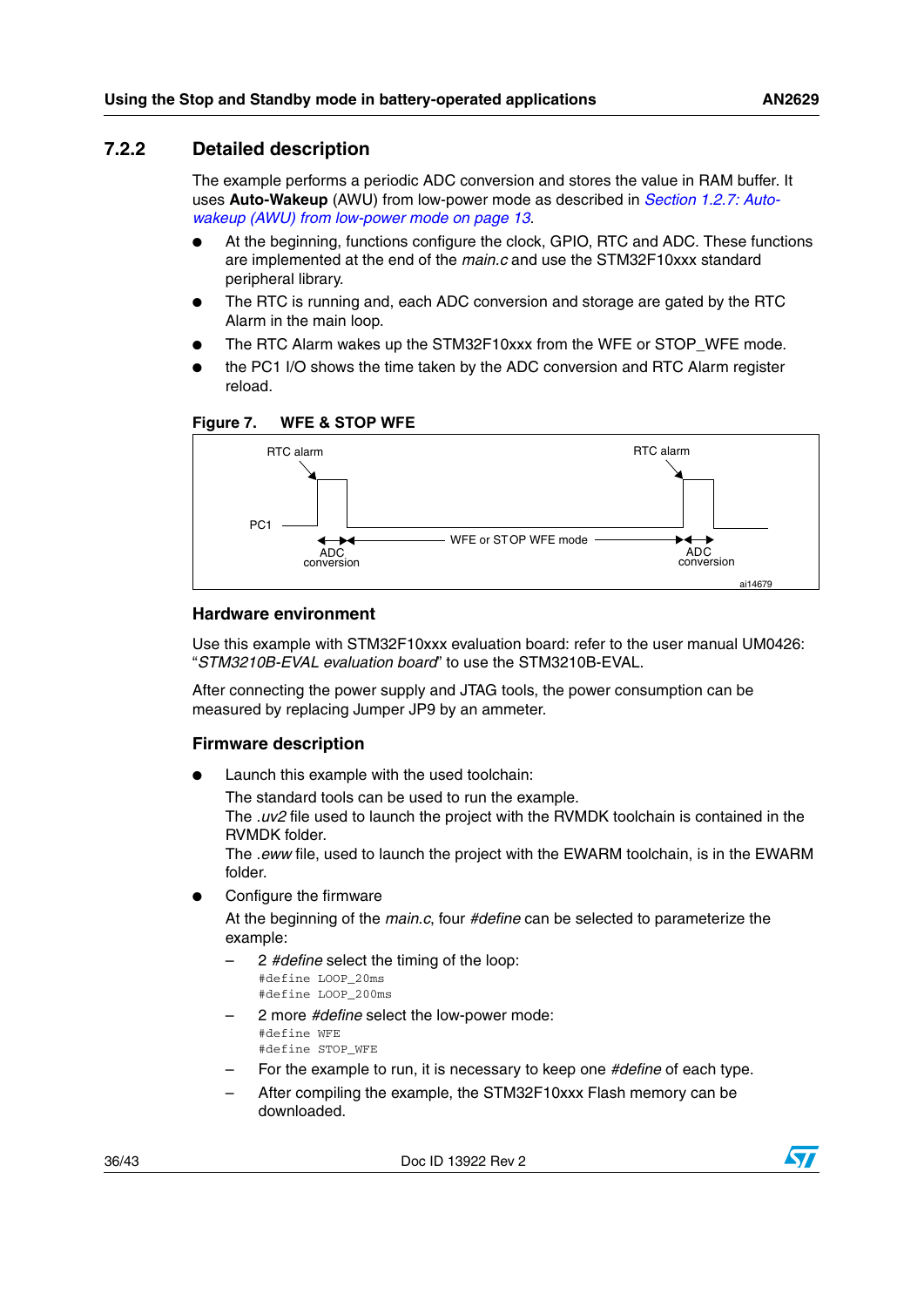### 7.2.2 Detailed description

The example performs a periodic ADC conversion and stores the value in RAM buffer. It uses **Auto-Wakeup** (AWU) from low-power mode as described in *Section 1.2.7: Auto-wakeup (AWU) from low-power mode on page 13*.

- At the beginning, functions configure the clock, GPIO, RTC and ADC. These functions are implemented at the end of the *main.c* and use the STM32F10xxx standard peripheral library.
- The RTC is running and, each ADC conversion and storage are gated by the RTC Alarm in the main loop.
- The RTC Alarm wakes up the STM32F10xxx from the WFE or STOP_WFE mode.
- the PC1 I/O shows the time taken by the ADC conversion and RTC Alarm register reload.

**Figure 7. WFE & STOP WFE**

RTC alarm | RTC alarm | PC1 | ADC conversion | WFE or STOP WFE mode | ADC conversion | ai14679

#### Hardware environment

Use this example with STM32F10xxx evaluation board: refer to the user manual UM0426: "*STM3210B-EVAL evaluation board*" to use the STM3210B-EVAL.

After connecting the power supply and JTAG tools, the power consumption can be measured by replacing Jumper JP9 by an ammeter.

#### Firmware description

- Launch this example with the used toolchain:
  The standard tools can be used to run the example.
  The *.uv2* file used to launch the project with the RVMDK toolchain is contained in the RVMDK folder.
  The *.eww* file, used to launch the project with the EWARM toolchain, is in the EWARM folder.
- Configure the firmware
  At the beginning of the *main.c*, four *#define* can be selected to parameterize the example:
  - 2 *#define* select the timing of the loop:
    ```
    #define LOOP_20ms
    #define LOOP_200ms
    ```
  - 2 more *#define* select the low-power mode:
    ```
    #define WFE
    #define STOP_WFE
    ```
  - For the example to run, it is necessary to keep one *#define* of each type.
  - After compiling the example, the STM32F10xxx Flash memory can be downloaded.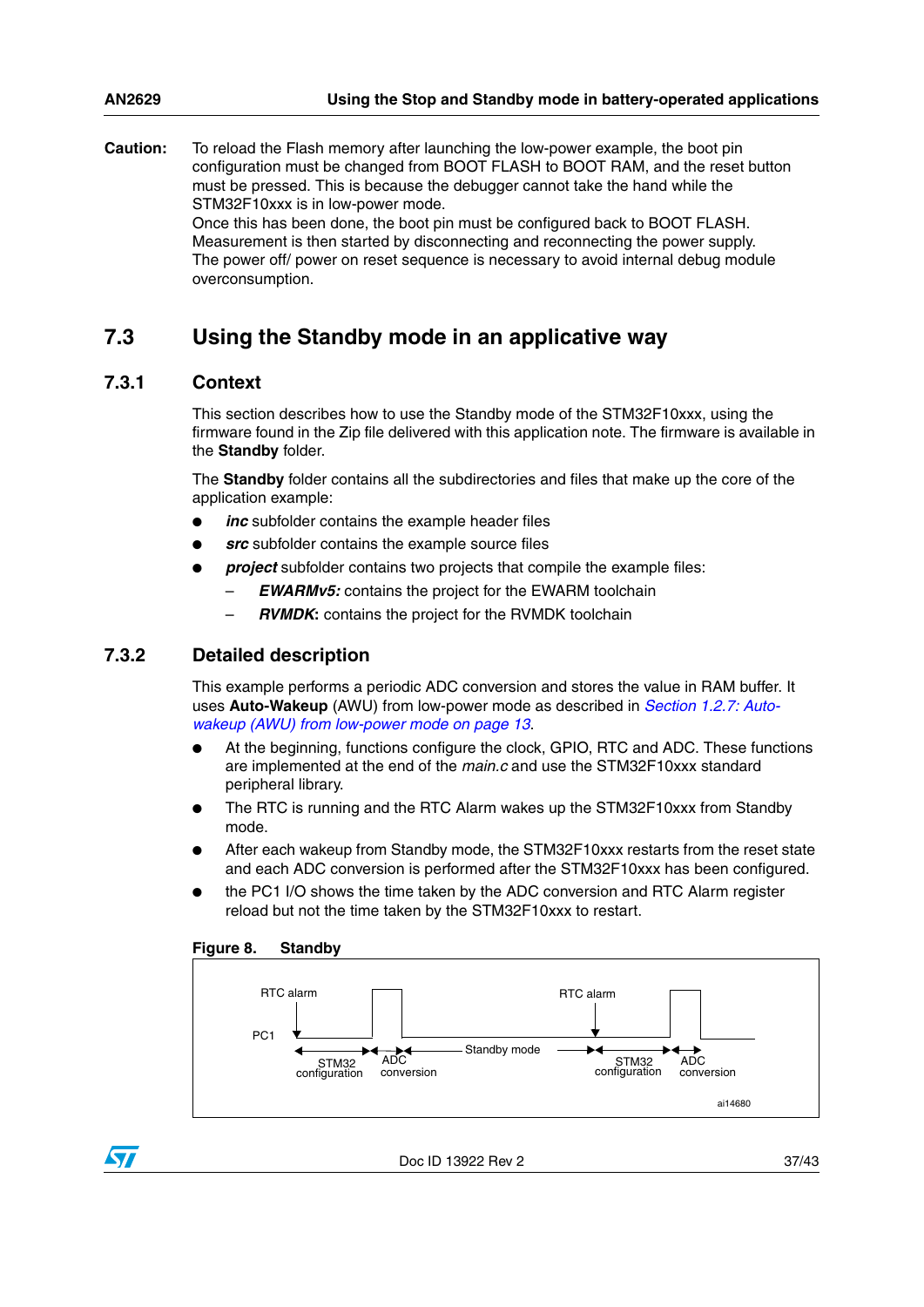**Caution:** To reload the Flash memory after launching the low-power example, the boot pin configuration must be changed from BOOT FLASH to BOOT RAM, and the reset button must be pressed. This is because the debugger cannot take the hand while the STM32F10xxx is in low-power mode.
Once this has been done, the boot pin must be configured back to BOOT FLASH. Measurement is then started by disconnecting and reconnecting the power supply. The power off/ power on reset sequence is necessary to avoid internal debug module overconsumption.

## 7.3 Using the Standby mode in an applicative way

### 7.3.1 Context

This section describes how to use the Standby mode of the STM32F10xxx, using the firmware found in the Zip file delivered with this application note. The firmware is available in the **Standby** folder.

The **Standby** folder contains all the subdirectories and files that make up the core of the application example:

- ***inc*** subfolder contains the example header files
- ***src*** subfolder contains the example source files
- ***project*** subfolder contains two projects that compile the example files:
  - ***EWARMv5:*** contains the project for the EWARM toolchain
  - ***RVMDK*****:** contains the project for the RVMDK toolchain

### 7.3.2 Detailed description

This example performs a periodic ADC conversion and stores the value in RAM buffer. It uses **Auto-Wakeup** (AWU) from low-power mode as described in *Section 1.2.7: Auto-wakeup (AWU) from low-power mode on page 13*.

- At the beginning, functions configure the clock, GPIO, RTC and ADC. These functions are implemented at the end of the *main.c* and use the STM32F10xxx standard peripheral library.
- The RTC is running and the RTC Alarm wakes up the STM32F10xxx from Standby mode.
- After each wakeup from Standby mode, the STM32F10xxx restarts from the reset state and each ADC conversion is performed after the STM32F10xxx has been configured.
- the PC1 I/O shows the time taken by the ADC conversion and RTC Alarm register reload but not the time taken by the STM32F10xxx to restart.

**Figure 8. Standby**

RTC alarm, PC1, STM32 configuration, ADC conversion, Standby mode, RTC alarm, STM32 configuration, ADC conversion

ai14680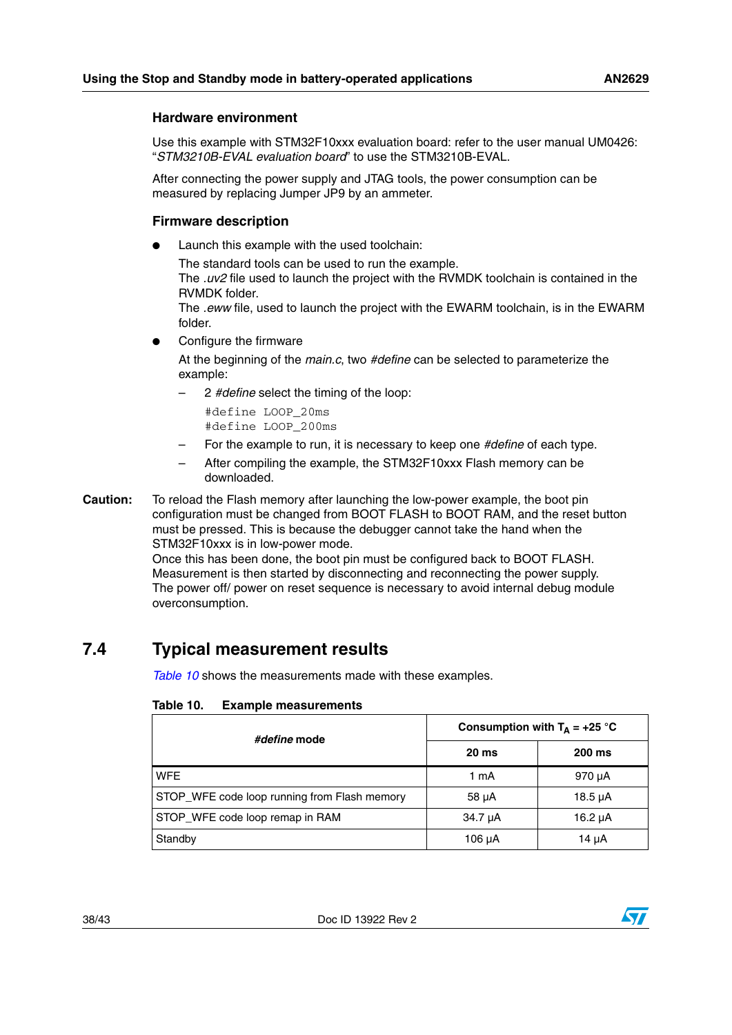### Hardware environment

Use this example with STM32F10xxx evaluation board: refer to the user manual UM0426: "*STM3210B-EVAL evaluation board*" to use the STM3210B-EVAL.

After connecting the power supply and JTAG tools, the power consumption can be measured by replacing Jumper JP9 by an ammeter.

### Firmware description

- Launch this example with the used toolchain:

  The standard tools can be used to run the example.
  The *.uv2* file used to launch the project with the RVMDK toolchain is contained in the RVMDK folder.
  The *.eww* file, used to launch the project with the EWARM toolchain, is in the EWARM folder.
- Configure the firmware

  At the beginning of the *main.c*, two *#define* can be selected to parameterize the example:
  - 2 *#define* select the timing of the loop:

    ```
    #define LOOP_20ms
    #define LOOP_200ms
    ```
  - For the example to run, it is necessary to keep one *#define* of each type.
  - After compiling the example, the STM32F10xxx Flash memory can be downloaded.

**Caution:** To reload the Flash memory after launching the low-power example, the boot pin configuration must be changed from BOOT FLASH to BOOT RAM, and the reset button must be pressed. This is because the debugger cannot take the hand when the STM32F10xxx is in low-power mode.
Once this has been done, the boot pin must be configured back to BOOT FLASH. Measurement is then started by disconnecting and reconnecting the power supply. The power off/ power on reset sequence is necessary to avoid internal debug module overconsumption.

## 7.4 Typical measurement results

*Table 10* shows the measurements made with these examples.

**Table 10. Example measurements**

| *#define* mode | Consumption with $T_A$ = +25 °C | |
|---|---|---|
| | 20 ms | 200 ms |
| WFE | 1 mA | 970 µA |
| STOP_WFE code loop running from Flash memory | 58 µA | 18.5 µA |
| STOP_WFE code loop remap in RAM | 34.7 µA | 16.2 µA |
| Standby | 106 µA | 14 µA |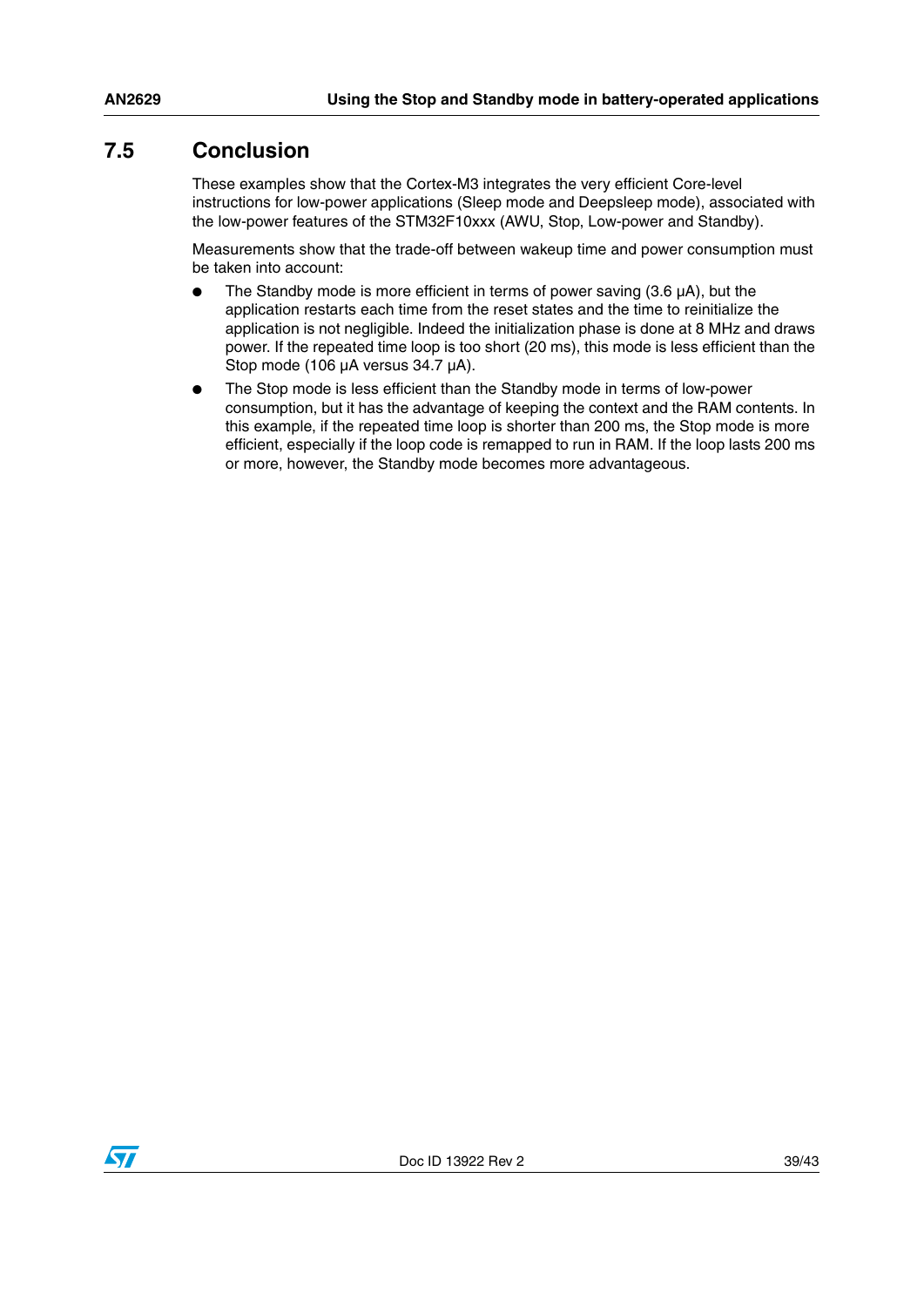## 7.5 Conclusion

These examples show that the Cortex-M3 integrates the very efficient Core-level instructions for low-power applications (Sleep mode and Deepsleep mode), associated with the low-power features of the STM32F10xxx (AWU, Stop, Low-power and Standby).

Measurements show that the trade-off between wakeup time and power consumption must be taken into account:

- The Standby mode is more efficient in terms of power saving (3.6 µA), but the application restarts each time from the reset states and the time to reinitialize the application is not negligible. Indeed the initialization phase is done at 8 MHz and draws power. If the repeated time loop is too short (20 ms), this mode is less efficient than the Stop mode (106 µA versus 34.7 µA).
- The Stop mode is less efficient than the Standby mode in terms of low-power consumption, but it has the advantage of keeping the context and the RAM contents. In this example, if the repeated time loop is shorter than 200 ms, the Stop mode is more efficient, especially if the loop code is remapped to run in RAM. If the loop lasts 200 ms or more, however, the Standby mode becomes more advantageous.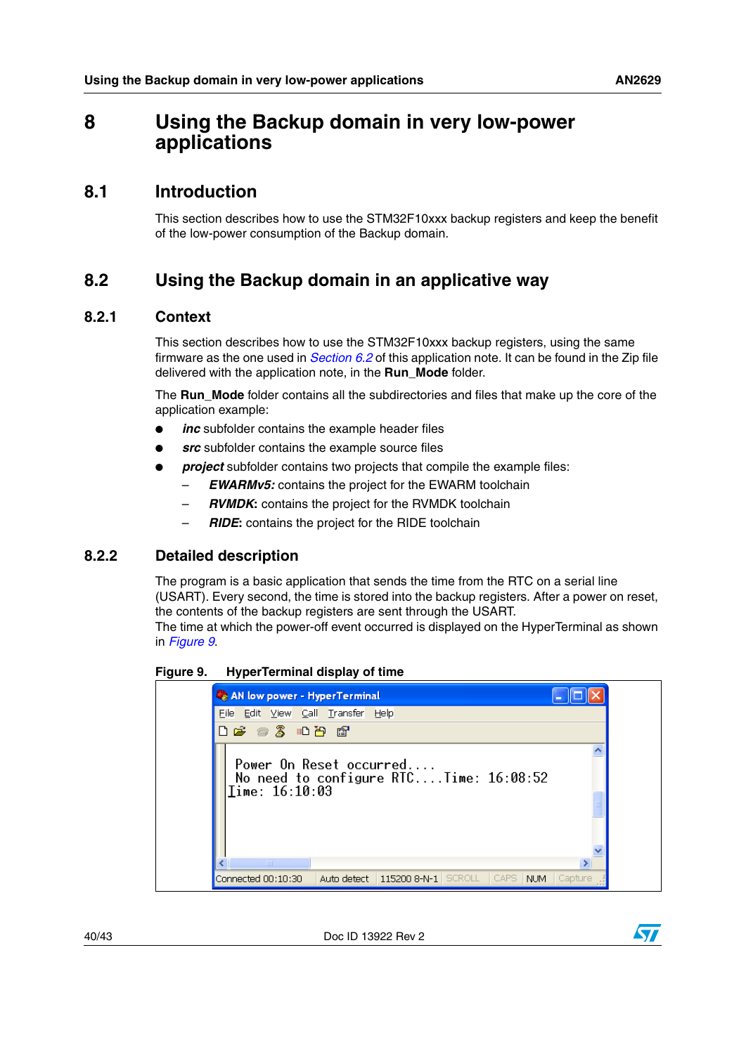# 8 Using the Backup domain in very low-power applications

## 8.1 Introduction

This section describes how to use the STM32F10xxx backup registers and keep the benefit of the low-power consumption of the Backup domain.

## 8.2 Using the Backup domain in an applicative way

### 8.2.1 Context

This section describes how to use the STM32F10xxx backup registers, using the same firmware as the one used in Section 6.2 of this application note. It can be found in the Zip file delivered with the application note, in the **Run_Mode** folder.

The **Run_Mode** folder contains all the subdirectories and files that make up the core of the application example:

- ***inc*** subfolder contains the example header files
- ***src*** subfolder contains the example source files
- ***project*** subfolder contains two projects that compile the example files:
  - ***EWARMv5:*** contains the project for the EWARM toolchain
  - ***RVMDK*:** contains the project for the RVMDK toolchain
  - ***RIDE*:** contains the project for the RIDE toolchain

### 8.2.2 Detailed description

The program is a basic application that sends the time from the RTC on a serial line (USART). Every second, the time is stored into the backup registers. After a power on reset, the contents of the backup registers are sent through the USART.
The time at which the power-off event occurred is displayed on the HyperTerminal as shown in Figure 9.

**Figure 9. HyperTerminal display of time**

```
Power On Reset occurred....
No need to configure RTC....Time: 16:08:52
Time: 16:10:03
```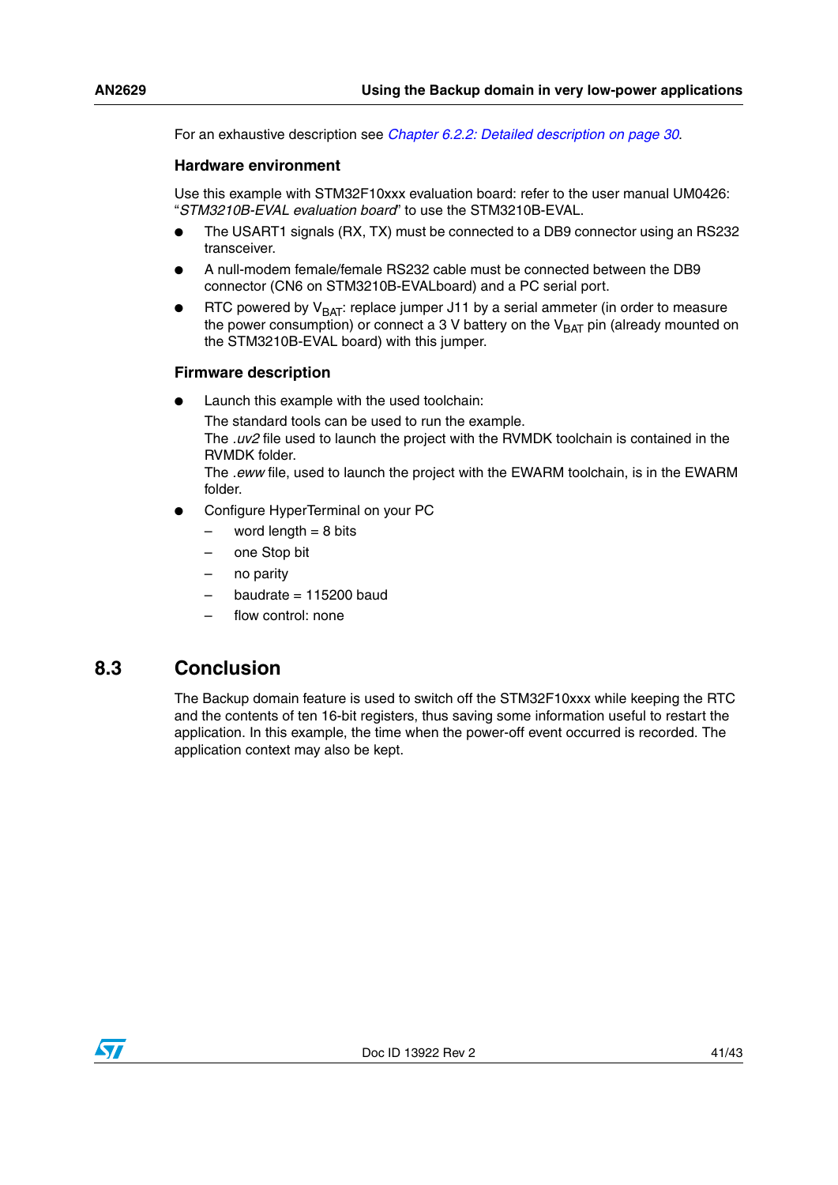For an exhaustive description see *Chapter 6.2.2: Detailed description on page 30*.

### Hardware environment

Use this example with STM32F10xxx evaluation board: refer to the user manual UM0426: "*STM3210B-EVAL evaluation board*" to use the STM3210B-EVAL.

- The USART1 signals (RX, TX) must be connected to a DB9 connector using an RS232 transceiver.
- A null-modem female/female RS232 cable must be connected between the DB9 connector (CN6 on STM3210B-EVALboard) and a PC serial port.
- RTC powered by $V_{BAT}$: replace jumper J11 by a serial ammeter (in order to measure the power consumption) or connect a 3 V battery on the $V_{BAT}$ pin (already mounted on the STM3210B-EVAL board) with this jumper.

### Firmware description

- Launch this example with the used toolchain:
  The standard tools can be used to run the example.
  The *.uv2* file used to launch the project with the RVMDK toolchain is contained in the RVMDK folder.
  The *.eww* file, used to launch the project with the EWARM toolchain, is in the EWARM folder.
- Configure HyperTerminal on your PC
  - word length = 8 bits
  - one Stop bit
  - no parity
  - baudrate = 115200 baud
  - flow control: none

## 8.3 Conclusion

The Backup domain feature is used to switch off the STM32F10xxx while keeping the RTC and the contents of ten 16-bit registers, thus saving some information useful to restart the application. In this example, the time when the power-off event occurred is recorded. The application context may also be kept.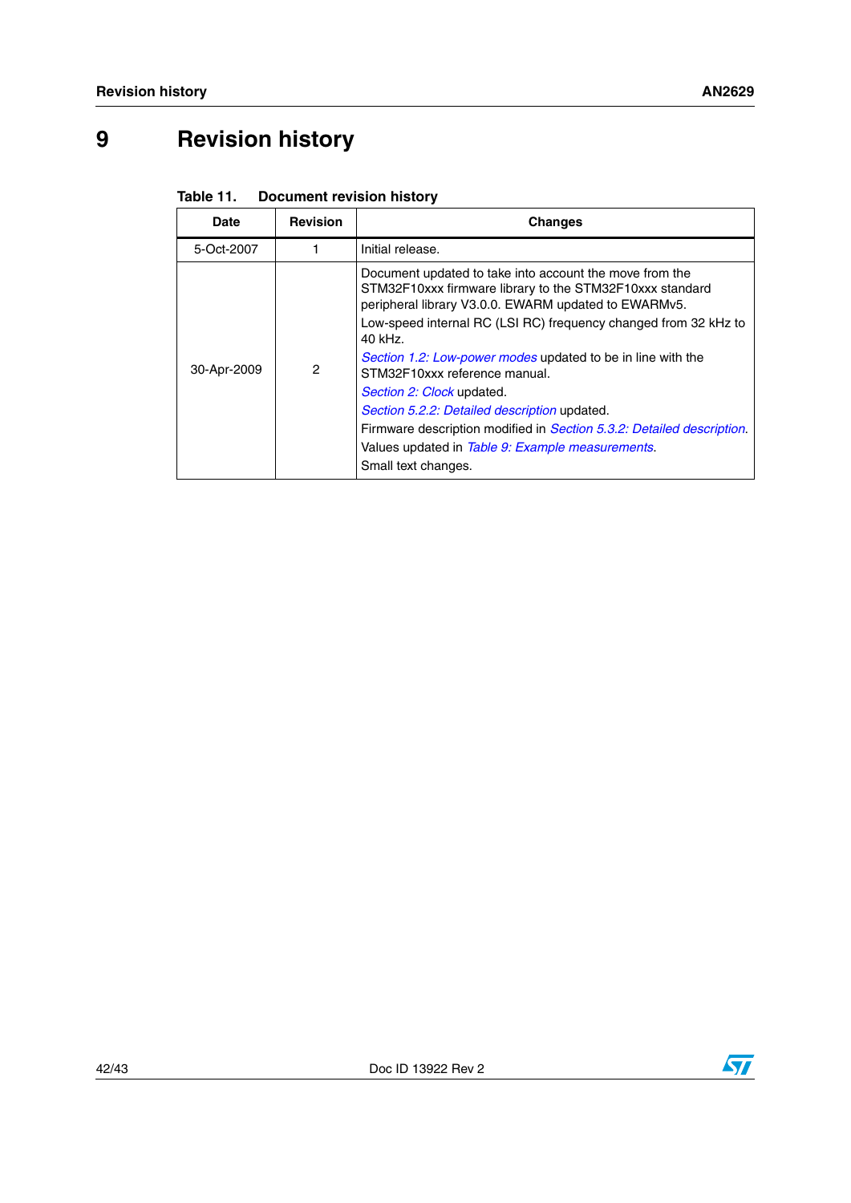# 9 Revision history

**Table 11. Document revision history**

| Date | Revision | Changes |
|---|---|---|
| 5-Oct-2007 | 1 | Initial release. |
| 30-Apr-2009 | 2 | Document updated to take into account the move from the STM32F10xxx firmware library to the STM32F10xxx standard peripheral library V3.0.0. EWARM updated to EWARMv5.<br>Low-speed internal RC (LSI RC) frequency changed from 32 kHz to 40 kHz.<br>*Section 1.2: Low-power modes* updated to be in line with the STM32F10xxx reference manual.<br>*Section 2: Clock* updated.<br>*Section 5.2.2: Detailed description* updated.<br>Firmware description modified in *Section 5.3.2: Detailed description*.<br>Values updated in *Table 9: Example measurements*.<br>Small text changes. |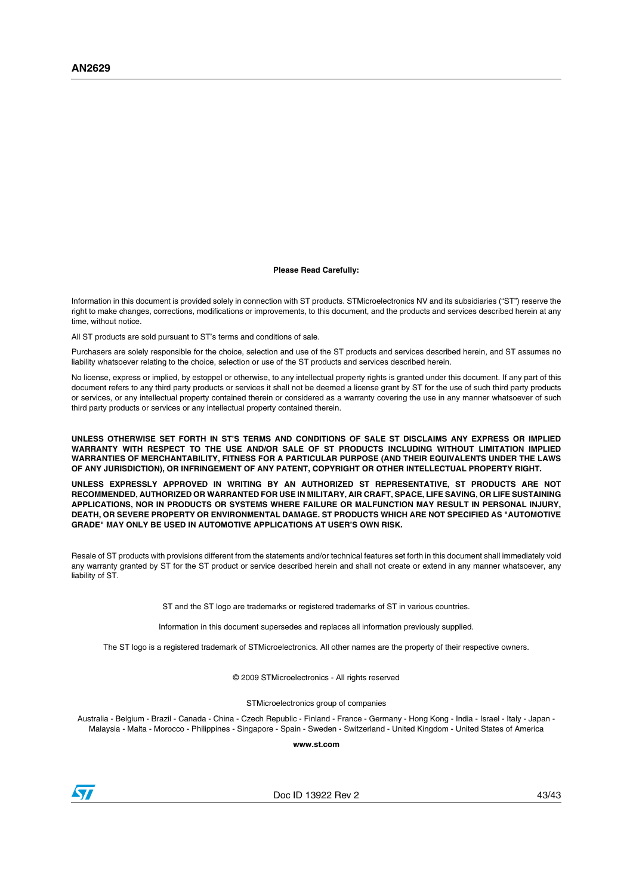**Please Read Carefully:**

Information in this document is provided solely in connection with ST products. STMicroelectronics NV and its subsidiaries ("ST") reserve the right to make changes, corrections, modifications or improvements, to this document, and the products and services described herein at any time, without notice.

All ST products are sold pursuant to ST's terms and conditions of sale.

Purchasers are solely responsible for the choice, selection and use of the ST products and services described herein, and ST assumes no liability whatsoever relating to the choice, selection or use of the ST products and services described herein.

No license, express or implied, by estoppel or otherwise, to any intellectual property rights is granted under this document. If any part of this document refers to any third party products or services it shall not be deemed a license grant by ST for the use of such third party products or services, or any intellectual property contained therein or considered as a warranty covering the use in any manner whatsoever of such third party products or services or any intellectual property contained therein.

**UNLESS OTHERWISE SET FORTH IN ST'S TERMS AND CONDITIONS OF SALE ST DISCLAIMS ANY EXPRESS OR IMPLIED WARRANTY WITH RESPECT TO THE USE AND/OR SALE OF ST PRODUCTS INCLUDING WITHOUT LIMITATION IMPLIED WARRANTIES OF MERCHANTABILITY, FITNESS FOR A PARTICULAR PURPOSE (AND THEIR EQUIVALENTS UNDER THE LAWS OF ANY JURISDICTION), OR INFRINGEMENT OF ANY PATENT, COPYRIGHT OR OTHER INTELLECTUAL PROPERTY RIGHT.**

**UNLESS EXPRESSLY APPROVED IN WRITING BY AN AUTHORIZED ST REPRESENTATIVE, ST PRODUCTS ARE NOT RECOMMENDED, AUTHORIZED OR WARRANTED FOR USE IN MILITARY, AIR CRAFT, SPACE, LIFE SAVING, OR LIFE SUSTAINING APPLICATIONS, NOR IN PRODUCTS OR SYSTEMS WHERE FAILURE OR MALFUNCTION MAY RESULT IN PERSONAL INJURY, DEATH, OR SEVERE PROPERTY OR ENVIRONMENTAL DAMAGE. ST PRODUCTS WHICH ARE NOT SPECIFIED AS "AUTOMOTIVE GRADE" MAY ONLY BE USED IN AUTOMOTIVE APPLICATIONS AT USER'S OWN RISK.**

Resale of ST products with provisions different from the statements and/or technical features set forth in this document shall immediately void any warranty granted by ST for the ST product or service described herein and shall not create or extend in any manner whatsoever, any liability of ST.

ST and the ST logo are trademarks or registered trademarks of ST in various countries.

Information in this document supersedes and replaces all information previously supplied.

The ST logo is a registered trademark of STMicroelectronics. All other names are the property of their respective owners.

© 2009 STMicroelectronics - All rights reserved

STMicroelectronics group of companies

Australia - Belgium - Brazil - Canada - China - Czech Republic - Finland - France - Germany - Hong Kong - India - Israel - Italy - Japan - Malaysia - Malta - Morocco - Philippines - Singapore - Spain - Sweden - Switzerland - United Kingdom - United States of America

**www.st.com**